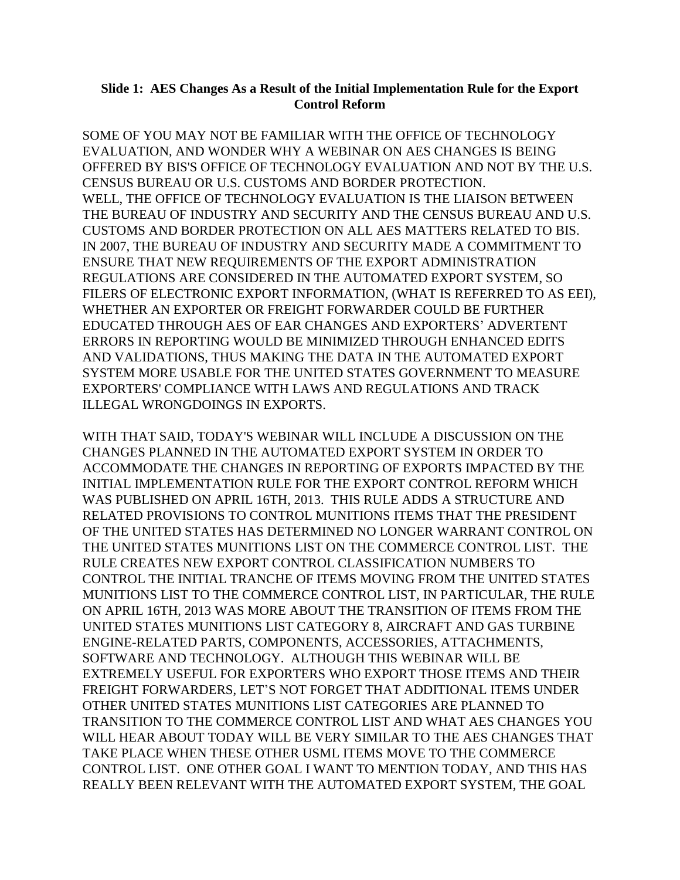**Slide 1: AES Changes As a Result of the Initial Implementation Rule for the Export Control Reform**

SOME OF YOU MAY NOT BE FAMILIAR WITH THE OFFICE OF TECHNOLOGY EVALUATION, AND WONDER WHY A WEBINAR ON AES CHANGES IS BEING OFFERED BY BIS'S OFFICE OF TECHNOLOGY EVALUATION AND NOT BY THE U.S. CENSUS BUREAU OR U.S. CUSTOMS AND BORDER PROTECTION.
WELL, THE OFFICE OF TECHNOLOGY EVALUATION IS THE LIAISON BETWEEN THE BUREAU OF INDUSTRY AND SECURITY AND THE CENSUS BUREAU AND U.S. CUSTOMS AND BORDER PROTECTION ON ALL AES MATTERS RELATED TO BIS. IN 2007, THE BUREAU OF INDUSTRY AND SECURITY MADE A COMMITMENT TO ENSURE THAT NEW REQUIREMENTS OF THE EXPORT ADMINISTRATION REGULATIONS ARE CONSIDERED IN THE AUTOMATED EXPORT SYSTEM, SO FILERS OF ELECTRONIC EXPORT INFORMATION, (WHAT IS REFERRED TO AS EEI), WHETHER AN EXPORTER OR FREIGHT FORWARDER COULD BE FURTHER EDUCATED THROUGH AES OF EAR CHANGES AND EXPORTERS' ADVERTENT ERRORS IN REPORTING WOULD BE MINIMIZED THROUGH ENHANCED EDITS AND VALIDATIONS, THUS MAKING THE DATA IN THE AUTOMATED EXPORT SYSTEM MORE USABLE FOR THE UNITED STATES GOVERNMENT TO MEASURE EXPORTERS' COMPLIANCE WITH LAWS AND REGULATIONS AND TRACK ILLEGAL WRONGDOINGS IN EXPORTS.

WITH THAT SAID, TODAY'S WEBINAR WILL INCLUDE A DISCUSSION ON THE CHANGES PLANNED IN THE AUTOMATED EXPORT SYSTEM IN ORDER TO ACCOMMODATE THE CHANGES IN REPORTING OF EXPORTS IMPACTED BY THE INITIAL IMPLEMENTATION RULE FOR THE EXPORT CONTROL REFORM WHICH WAS PUBLISHED ON APRIL 16TH, 2013. THIS RULE ADDS A STRUCTURE AND RELATED PROVISIONS TO CONTROL MUNITIONS ITEMS THAT THE PRESIDENT OF THE UNITED STATES HAS DETERMINED NO LONGER WARRANT CONTROL ON THE UNITED STATES MUNITIONS LIST ON THE COMMERCE CONTROL LIST. THE RULE CREATES NEW EXPORT CONTROL CLASSIFICATION NUMBERS TO CONTROL THE INITIAL TRANCHE OF ITEMS MOVING FROM THE UNITED STATES MUNITIONS LIST TO THE COMMERCE CONTROL LIST, IN PARTICULAR, THE RULE ON APRIL 16TH, 2013 WAS MORE ABOUT THE TRANSITION OF ITEMS FROM THE UNITED STATES MUNITIONS LIST CATEGORY 8, AIRCRAFT AND GAS TURBINE ENGINE-RELATED PARTS, COMPONENTS, ACCESSORIES, ATTACHMENTS, SOFTWARE AND TECHNOLOGY. ALTHOUGH THIS WEBINAR WILL BE EXTREMELY USEFUL FOR EXPORTERS WHO EXPORT THOSE ITEMS AND THEIR FREIGHT FORWARDERS, LET'S NOT FORGET THAT ADDITIONAL ITEMS UNDER OTHER UNITED STATES MUNITIONS LIST CATEGORIES ARE PLANNED TO TRANSITION TO THE COMMERCE CONTROL LIST AND WHAT AES CHANGES YOU WILL HEAR ABOUT TODAY WILL BE VERY SIMILAR TO THE AES CHANGES THAT TAKE PLACE WHEN THESE OTHER USML ITEMS MOVE TO THE COMMERCE CONTROL LIST. ONE OTHER GOAL I WANT TO MENTION TODAY, AND THIS HAS REALLY BEEN RELEVANT WITH THE AUTOMATED EXPORT SYSTEM, THE GOAL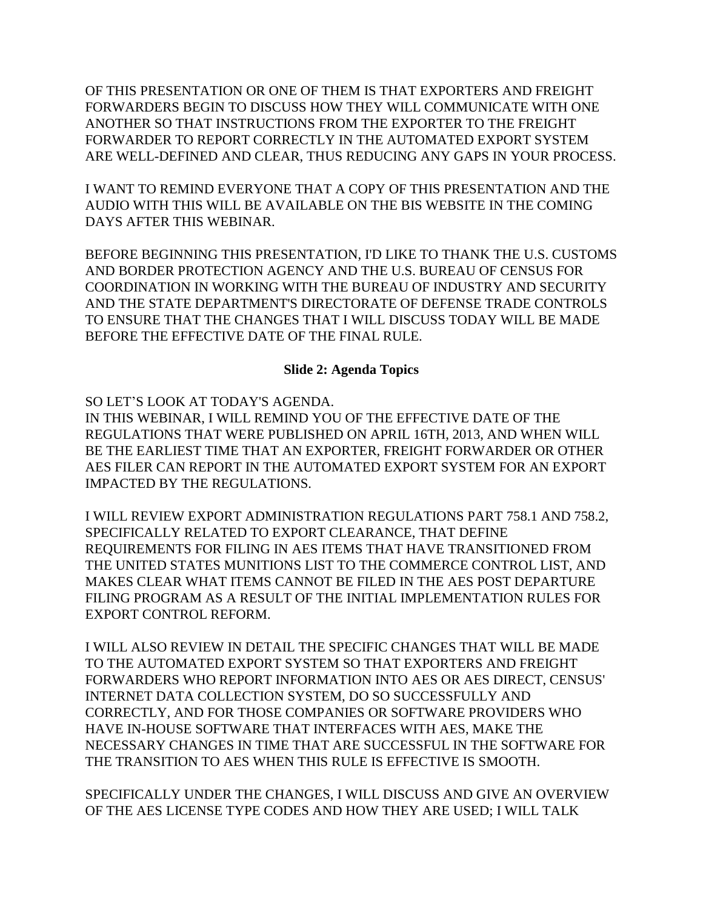OF THIS PRESENTATION OR ONE OF THEM IS THAT EXPORTERS AND FREIGHT FORWARDERS BEGIN TO DISCUSS HOW THEY WILL COMMUNICATE WITH ONE ANOTHER SO THAT INSTRUCTIONS FROM THE EXPORTER TO THE FREIGHT FORWARDER TO REPORT CORRECTLY IN THE AUTOMATED EXPORT SYSTEM ARE WELL-DEFINED AND CLEAR, THUS REDUCING ANY GAPS IN YOUR PROCESS.

I WANT TO REMIND EVERYONE THAT A COPY OF THIS PRESENTATION AND THE AUDIO WITH THIS WILL BE AVAILABLE ON THE BIS WEBSITE IN THE COMING DAYS AFTER THIS WEBINAR.

BEFORE BEGINNING THIS PRESENTATION, I'D LIKE TO THANK THE U.S. CUSTOMS AND BORDER PROTECTION AGENCY AND THE U.S. BUREAU OF CENSUS FOR COORDINATION IN WORKING WITH THE BUREAU OF INDUSTRY AND SECURITY AND THE STATE DEPARTMENT'S DIRECTORATE OF DEFENSE TRADE CONTROLS TO ENSURE THAT THE CHANGES THAT I WILL DISCUSS TODAY WILL BE MADE BEFORE THE EFFECTIVE DATE OF THE FINAL RULE.

**Slide 2: Agenda Topics**

SO LET'S LOOK AT TODAY'S AGENDA.
IN THIS WEBINAR, I WILL REMIND YOU OF THE EFFECTIVE DATE OF THE REGULATIONS THAT WERE PUBLISHED ON APRIL 16TH, 2013, AND WHEN WILL BE THE EARLIEST TIME THAT AN EXPORTER, FREIGHT FORWARDER OR OTHER AES FILER CAN REPORT IN THE AUTOMATED EXPORT SYSTEM FOR AN EXPORT IMPACTED BY THE REGULATIONS.

I WILL REVIEW EXPORT ADMINISTRATION REGULATIONS PART 758.1 AND 758.2, SPECIFICALLY RELATED TO EXPORT CLEARANCE, THAT DEFINE REQUIREMENTS FOR FILING IN AES ITEMS THAT HAVE TRANSITIONED FROM THE UNITED STATES MUNITIONS LIST TO THE COMMERCE CONTROL LIST, AND MAKES CLEAR WHAT ITEMS CANNOT BE FILED IN THE AES POST DEPARTURE FILING PROGRAM AS A RESULT OF THE INITIAL IMPLEMENTATION RULES FOR EXPORT CONTROL REFORM.

I WILL ALSO REVIEW IN DETAIL THE SPECIFIC CHANGES THAT WILL BE MADE TO THE AUTOMATED EXPORT SYSTEM SO THAT EXPORTERS AND FREIGHT FORWARDERS WHO REPORT INFORMATION INTO AES OR AES DIRECT, CENSUS' INTERNET DATA COLLECTION SYSTEM, DO SO SUCCESSFULLY AND CORRECTLY, AND FOR THOSE COMPANIES OR SOFTWARE PROVIDERS WHO HAVE IN-HOUSE SOFTWARE THAT INTERFACES WITH AES, MAKE THE NECESSARY CHANGES IN TIME THAT ARE SUCCESSFUL IN THE SOFTWARE FOR THE TRANSITION TO AES WHEN THIS RULE IS EFFECTIVE IS SMOOTH.

SPECIFICALLY UNDER THE CHANGES, I WILL DISCUSS AND GIVE AN OVERVIEW OF THE AES LICENSE TYPE CODES AND HOW THEY ARE USED; I WILL TALK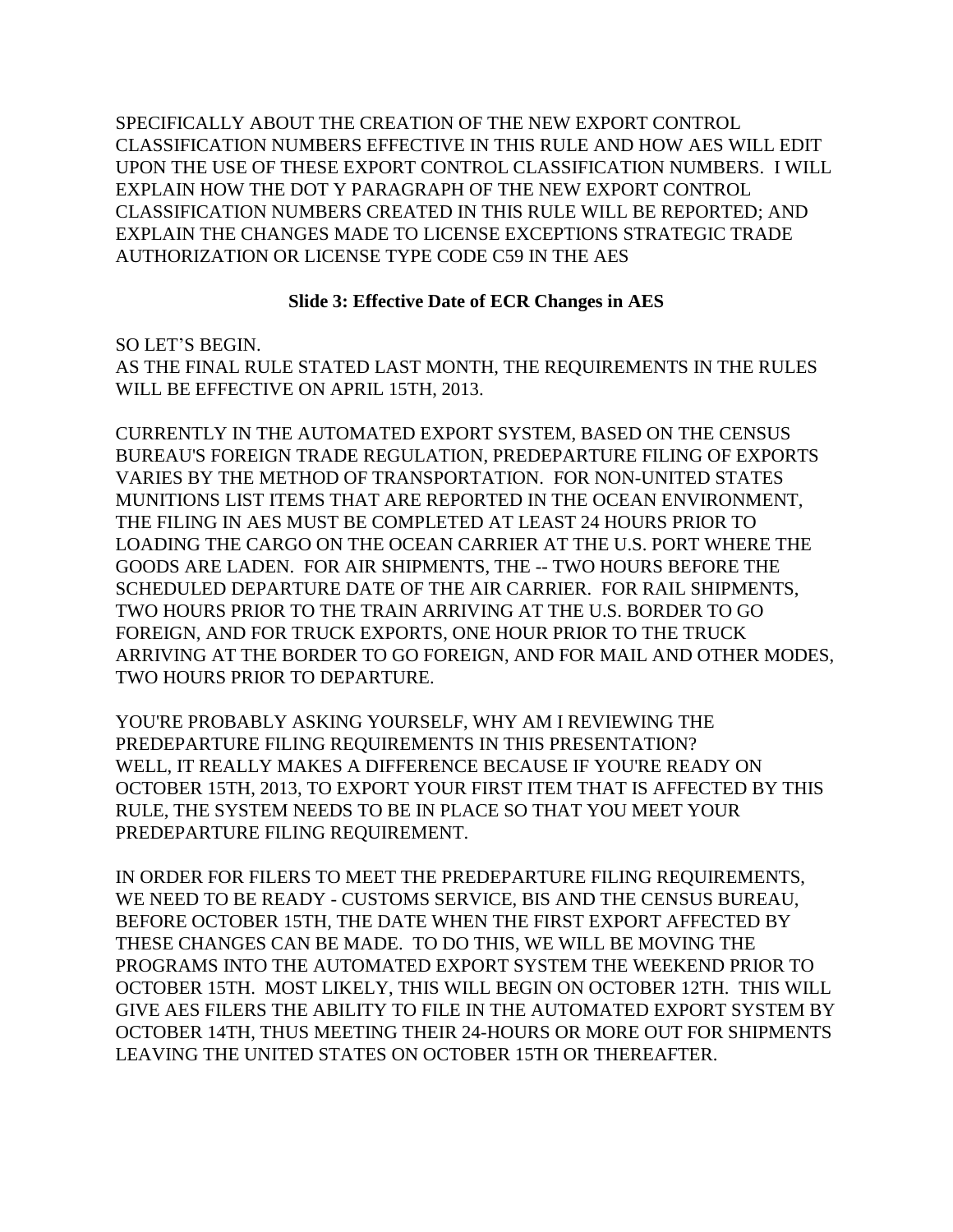SPECIFICALLY ABOUT THE CREATION OF THE NEW EXPORT CONTROL CLASSIFICATION NUMBERS EFFECTIVE IN THIS RULE AND HOW AES WILL EDIT UPON THE USE OF THESE EXPORT CONTROL CLASSIFICATION NUMBERS. I WILL EXPLAIN HOW THE DOT Y PARAGRAPH OF THE NEW EXPORT CONTROL CLASSIFICATION NUMBERS CREATED IN THIS RULE WILL BE REPORTED; AND EXPLAIN THE CHANGES MADE TO LICENSE EXCEPTIONS STRATEGIC TRADE AUTHORIZATION OR LICENSE TYPE CODE C59 IN THE AES

**Slide 3: Effective Date of ECR Changes in AES**

SO LET'S BEGIN.
AS THE FINAL RULE STATED LAST MONTH, THE REQUIREMENTS IN THE RULES WILL BE EFFECTIVE ON APRIL 15TH, 2013.

CURRENTLY IN THE AUTOMATED EXPORT SYSTEM, BASED ON THE CENSUS BUREAU'S FOREIGN TRADE REGULATION, PREDEPARTURE FILING OF EXPORTS VARIES BY THE METHOD OF TRANSPORTATION. FOR NON-UNITED STATES MUNITIONS LIST ITEMS THAT ARE REPORTED IN THE OCEAN ENVIRONMENT, THE FILING IN AES MUST BE COMPLETED AT LEAST 24 HOURS PRIOR TO LOADING THE CARGO ON THE OCEAN CARRIER AT THE U.S. PORT WHERE THE GOODS ARE LADEN. FOR AIR SHIPMENTS, THE -- TWO HOURS BEFORE THE SCHEDULED DEPARTURE DATE OF THE AIR CARRIER. FOR RAIL SHIPMENTS, TWO HOURS PRIOR TO THE TRAIN ARRIVING AT THE U.S. BORDER TO GO FOREIGN, AND FOR TRUCK EXPORTS, ONE HOUR PRIOR TO THE TRUCK ARRIVING AT THE BORDER TO GO FOREIGN, AND FOR MAIL AND OTHER MODES, TWO HOURS PRIOR TO DEPARTURE.

YOU'RE PROBABLY ASKING YOURSELF, WHY AM I REVIEWING THE PREDEPARTURE FILING REQUIREMENTS IN THIS PRESENTATION?
WELL, IT REALLY MAKES A DIFFERENCE BECAUSE IF YOU'RE READY ON OCTOBER 15TH, 2013, TO EXPORT YOUR FIRST ITEM THAT IS AFFECTED BY THIS RULE, THE SYSTEM NEEDS TO BE IN PLACE SO THAT YOU MEET YOUR PREDEPARTURE FILING REQUIREMENT.

IN ORDER FOR FILERS TO MEET THE PREDEPARTURE FILING REQUIREMENTS, WE NEED TO BE READY - CUSTOMS SERVICE, BIS AND THE CENSUS BUREAU, BEFORE OCTOBER 15TH, THE DATE WHEN THE FIRST EXPORT AFFECTED BY THESE CHANGES CAN BE MADE. TO DO THIS, WE WILL BE MOVING THE PROGRAMS INTO THE AUTOMATED EXPORT SYSTEM THE WEEKEND PRIOR TO OCTOBER 15TH. MOST LIKELY, THIS WILL BEGIN ON OCTOBER 12TH. THIS WILL GIVE AES FILERS THE ABILITY TO FILE IN THE AUTOMATED EXPORT SYSTEM BY OCTOBER 14TH, THUS MEETING THEIR 24-HOURS OR MORE OUT FOR SHIPMENTS LEAVING THE UNITED STATES ON OCTOBER 15TH OR THEREAFTER.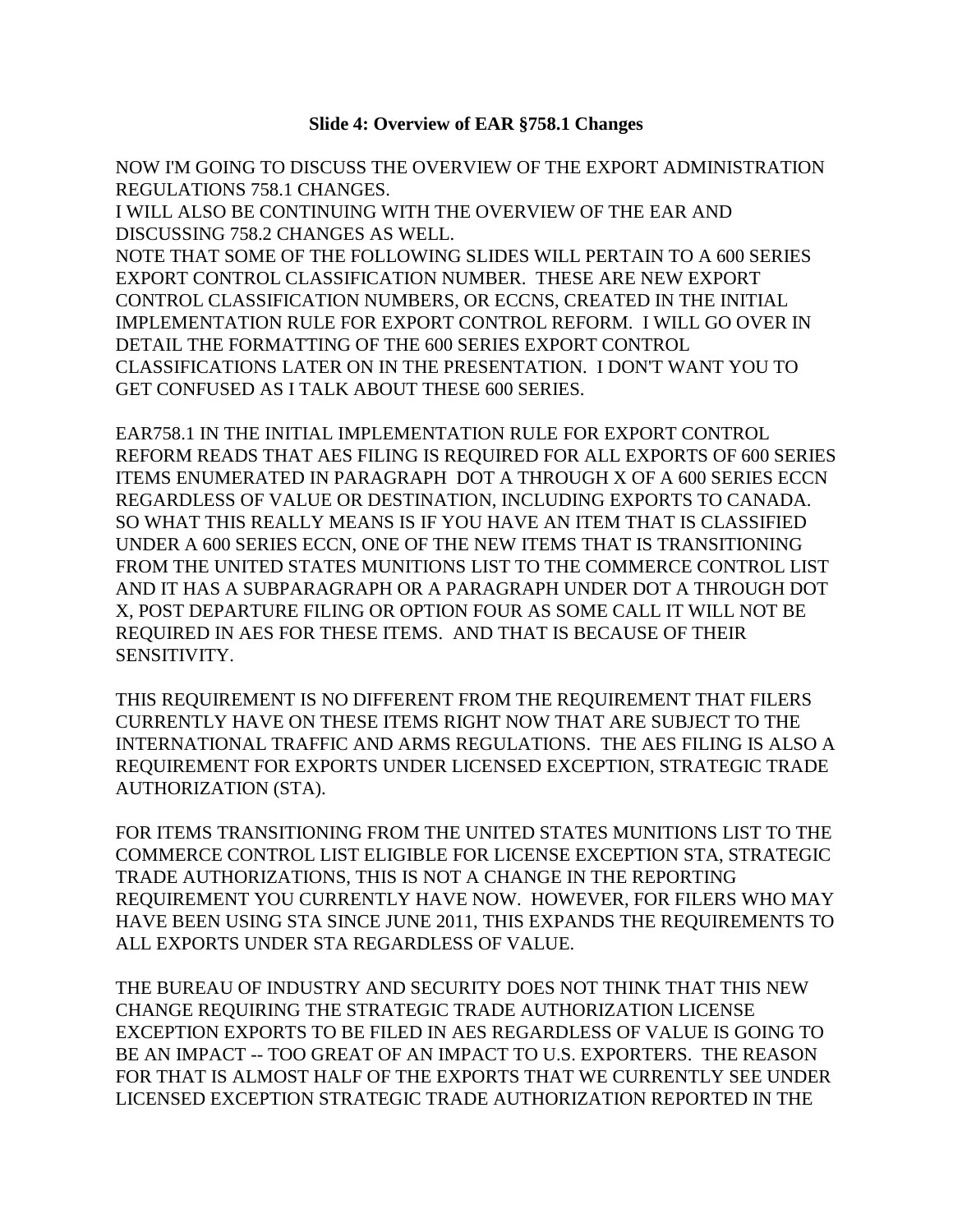**Slide 4: Overview of EAR §758.1 Changes**

NOW I'M GOING TO DISCUSS THE OVERVIEW OF THE EXPORT ADMINISTRATION REGULATIONS 758.1 CHANGES.
I WILL ALSO BE CONTINUING WITH THE OVERVIEW OF THE EAR AND DISCUSSING 758.2 CHANGES AS WELL.
NOTE THAT SOME OF THE FOLLOWING SLIDES WILL PERTAIN TO A 600 SERIES EXPORT CONTROL CLASSIFICATION NUMBER. THESE ARE NEW EXPORT CONTROL CLASSIFICATION NUMBERS, OR ECCNS, CREATED IN THE INITIAL IMPLEMENTATION RULE FOR EXPORT CONTROL REFORM. I WILL GO OVER IN DETAIL THE FORMATTING OF THE 600 SERIES EXPORT CONTROL CLASSIFICATIONS LATER ON IN THE PRESENTATION. I DON'T WANT YOU TO GET CONFUSED AS I TALK ABOUT THESE 600 SERIES.

EAR758.1 IN THE INITIAL IMPLEMENTATION RULE FOR EXPORT CONTROL REFORM READS THAT AES FILING IS REQUIRED FOR ALL EXPORTS OF 600 SERIES ITEMS ENUMERATED IN PARAGRAPH DOT A THROUGH X OF A 600 SERIES ECCN REGARDLESS OF VALUE OR DESTINATION, INCLUDING EXPORTS TO CANADA. SO WHAT THIS REALLY MEANS IS IF YOU HAVE AN ITEM THAT IS CLASSIFIED UNDER A 600 SERIES ECCN, ONE OF THE NEW ITEMS THAT IS TRANSITIONING FROM THE UNITED STATES MUNITIONS LIST TO THE COMMERCE CONTROL LIST AND IT HAS A SUBPARAGRAPH OR A PARAGRAPH UNDER DOT A THROUGH DOT X, POST DEPARTURE FILING OR OPTION FOUR AS SOME CALL IT WILL NOT BE REQUIRED IN AES FOR THESE ITEMS. AND THAT IS BECAUSE OF THEIR SENSITIVITY.

THIS REQUIREMENT IS NO DIFFERENT FROM THE REQUIREMENT THAT FILERS CURRENTLY HAVE ON THESE ITEMS RIGHT NOW THAT ARE SUBJECT TO THE INTERNATIONAL TRAFFIC AND ARMS REGULATIONS. THE AES FILING IS ALSO A REQUIREMENT FOR EXPORTS UNDER LICENSED EXCEPTION, STRATEGIC TRADE AUTHORIZATION (STA).

FOR ITEMS TRANSITIONING FROM THE UNITED STATES MUNITIONS LIST TO THE COMMERCE CONTROL LIST ELIGIBLE FOR LICENSE EXCEPTION STA, STRATEGIC TRADE AUTHORIZATIONS, THIS IS NOT A CHANGE IN THE REPORTING REQUIREMENT YOU CURRENTLY HAVE NOW. HOWEVER, FOR FILERS WHO MAY HAVE BEEN USING STA SINCE JUNE 2011, THIS EXPANDS THE REQUIREMENTS TO ALL EXPORTS UNDER STA REGARDLESS OF VALUE.

THE BUREAU OF INDUSTRY AND SECURITY DOES NOT THINK THAT THIS NEW CHANGE REQUIRING THE STRATEGIC TRADE AUTHORIZATION LICENSE EXCEPTION EXPORTS TO BE FILED IN AES REGARDLESS OF VALUE IS GOING TO BE AN IMPACT -- TOO GREAT OF AN IMPACT TO U.S. EXPORTERS. THE REASON FOR THAT IS ALMOST HALF OF THE EXPORTS THAT WE CURRENTLY SEE UNDER LICENSED EXCEPTION STRATEGIC TRADE AUTHORIZATION REPORTED IN THE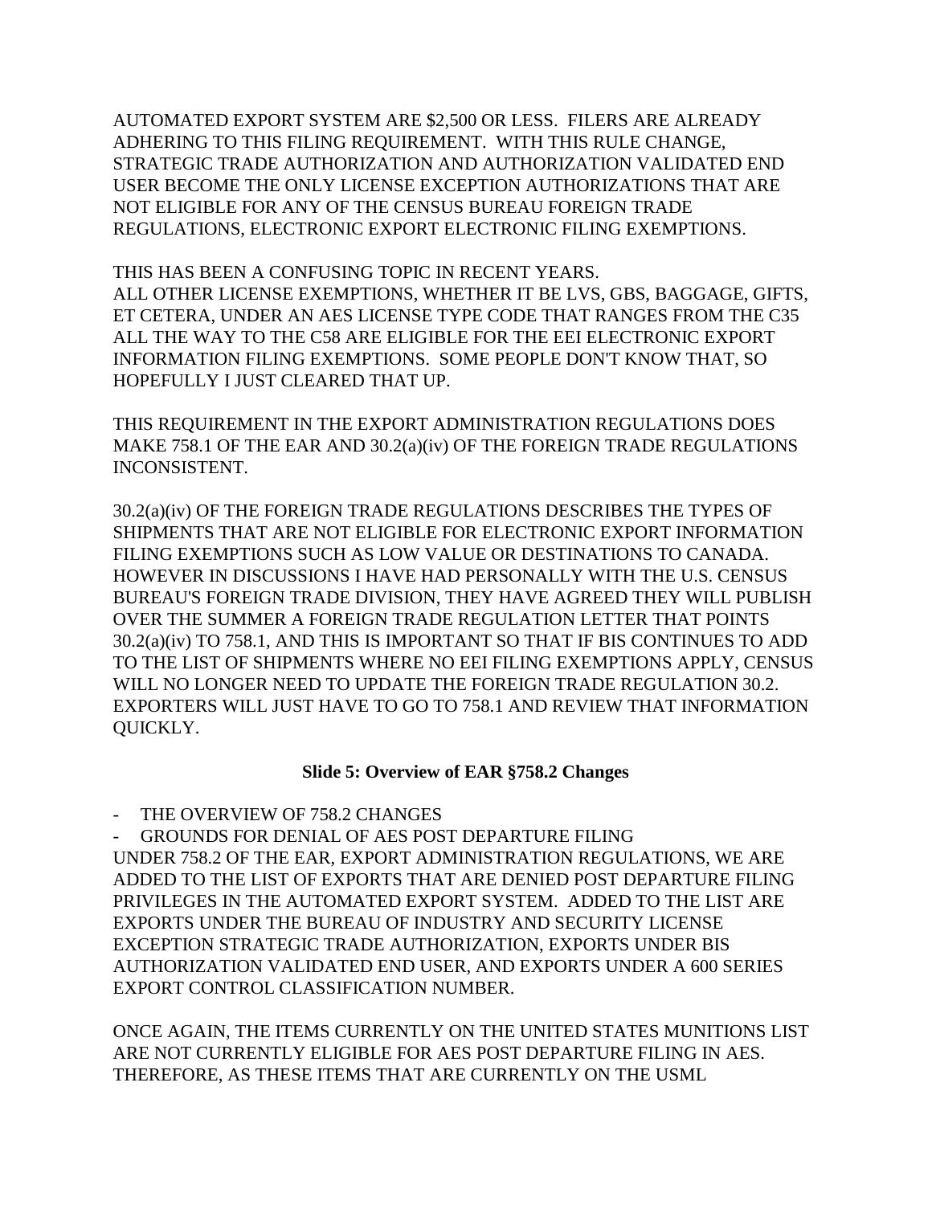AUTOMATED EXPORT SYSTEM ARE $2,500 OR LESS. FILERS ARE ALREADY ADHERING TO THIS FILING REQUIREMENT. WITH THIS RULE CHANGE, STRATEGIC TRADE AUTHORIZATION AND AUTHORIZATION VALIDATED END USER BECOME THE ONLY LICENSE EXCEPTION AUTHORIZATIONS THAT ARE NOT ELIGIBLE FOR ANY OF THE CENSUS BUREAU FOREIGN TRADE REGULATIONS, ELECTRONIC EXPORT ELECTRONIC FILING EXEMPTIONS.

THIS HAS BEEN A CONFUSING TOPIC IN RECENT YEARS.
ALL OTHER LICENSE EXEMPTIONS, WHETHER IT BE LVS, GBS, BAGGAGE, GIFTS, ET CETERA, UNDER AN AES LICENSE TYPE CODE THAT RANGES FROM THE C35 ALL THE WAY TO THE C58 ARE ELIGIBLE FOR THE EEI ELECTRONIC EXPORT INFORMATION FILING EXEMPTIONS. SOME PEOPLE DON'T KNOW THAT, SO HOPEFULLY I JUST CLEARED THAT UP.

THIS REQUIREMENT IN THE EXPORT ADMINISTRATION REGULATIONS DOES MAKE 758.1 OF THE EAR AND 30.2(a)(iv) OF THE FOREIGN TRADE REGULATIONS INCONSISTENT.

30.2(a)(iv) OF THE FOREIGN TRADE REGULATIONS DESCRIBES THE TYPES OF SHIPMENTS THAT ARE NOT ELIGIBLE FOR ELECTRONIC EXPORT INFORMATION FILING EXEMPTIONS SUCH AS LOW VALUE OR DESTINATIONS TO CANADA. HOWEVER IN DISCUSSIONS I HAVE HAD PERSONALLY WITH THE U.S. CENSUS BUREAU'S FOREIGN TRADE DIVISION, THEY HAVE AGREED THEY WILL PUBLISH OVER THE SUMMER A FOREIGN TRADE REGULATION LETTER THAT POINTS 30.2(a)(iv) TO 758.1, AND THIS IS IMPORTANT SO THAT IF BIS CONTINUES TO ADD TO THE LIST OF SHIPMENTS WHERE NO EEI FILING EXEMPTIONS APPLY, CENSUS WILL NO LONGER NEED TO UPDATE THE FOREIGN TRADE REGULATION 30.2. EXPORTERS WILL JUST HAVE TO GO TO 758.1 AND REVIEW THAT INFORMATION QUICKLY.

**Slide 5: Overview of EAR §758.2 Changes**

- THE OVERVIEW OF 758.2 CHANGES
- GROUNDS FOR DENIAL OF AES POST DEPARTURE FILING

UNDER 758.2 OF THE EAR, EXPORT ADMINISTRATION REGULATIONS, WE ARE ADDED TO THE LIST OF EXPORTS THAT ARE DENIED POST DEPARTURE FILING PRIVILEGES IN THE AUTOMATED EXPORT SYSTEM. ADDED TO THE LIST ARE EXPORTS UNDER THE BUREAU OF INDUSTRY AND SECURITY LICENSE EXCEPTION STRATEGIC TRADE AUTHORIZATION, EXPORTS UNDER BIS AUTHORIZATION VALIDATED END USER, AND EXPORTS UNDER A 600 SERIES EXPORT CONTROL CLASSIFICATION NUMBER.

ONCE AGAIN, THE ITEMS CURRENTLY ON THE UNITED STATES MUNITIONS LIST ARE NOT CURRENTLY ELIGIBLE FOR AES POST DEPARTURE FILING IN AES. THEREFORE, AS THESE ITEMS THAT ARE CURRENTLY ON THE USML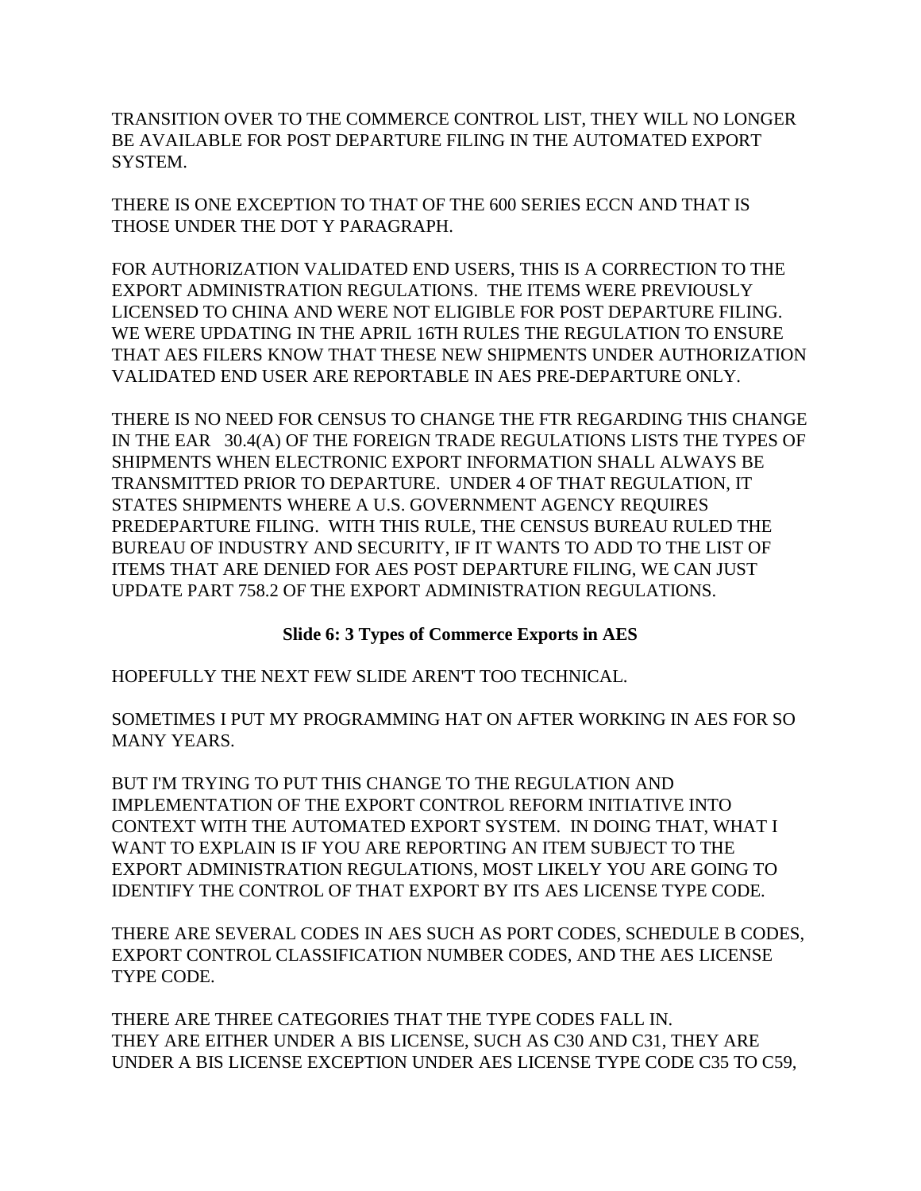TRANSITION OVER TO THE COMMERCE CONTROL LIST, THEY WILL NO LONGER BE AVAILABLE FOR POST DEPARTURE FILING IN THE AUTOMATED EXPORT SYSTEM.

THERE IS ONE EXCEPTION TO THAT OF THE 600 SERIES ECCN AND THAT IS THOSE UNDER THE DOT Y PARAGRAPH.

FOR AUTHORIZATION VALIDATED END USERS, THIS IS A CORRECTION TO THE EXPORT ADMINISTRATION REGULATIONS. THE ITEMS WERE PREVIOUSLY LICENSED TO CHINA AND WERE NOT ELIGIBLE FOR POST DEPARTURE FILING. WE WERE UPDATING IN THE APRIL 16TH RULES THE REGULATION TO ENSURE THAT AES FILERS KNOW THAT THESE NEW SHIPMENTS UNDER AUTHORIZATION VALIDATED END USER ARE REPORTABLE IN AES PRE-DEPARTURE ONLY.

THERE IS NO NEED FOR CENSUS TO CHANGE THE FTR REGARDING THIS CHANGE IN THE EAR 30.4(A) OF THE FOREIGN TRADE REGULATIONS LISTS THE TYPES OF SHIPMENTS WHEN ELECTRONIC EXPORT INFORMATION SHALL ALWAYS BE TRANSMITTED PRIOR TO DEPARTURE. UNDER 4 OF THAT REGULATION, IT STATES SHIPMENTS WHERE A U.S. GOVERNMENT AGENCY REQUIRES PREDEPARTURE FILING. WITH THIS RULE, THE CENSUS BUREAU RULED THE BUREAU OF INDUSTRY AND SECURITY, IF IT WANTS TO ADD TO THE LIST OF ITEMS THAT ARE DENIED FOR AES POST DEPARTURE FILING, WE CAN JUST UPDATE PART 758.2 OF THE EXPORT ADMINISTRATION REGULATIONS.

**Slide 6: 3 Types of Commerce Exports in AES**

HOPEFULLY THE NEXT FEW SLIDE AREN'T TOO TECHNICAL.

SOMETIMES I PUT MY PROGRAMMING HAT ON AFTER WORKING IN AES FOR SO MANY YEARS.

BUT I'M TRYING TO PUT THIS CHANGE TO THE REGULATION AND IMPLEMENTATION OF THE EXPORT CONTROL REFORM INITIATIVE INTO CONTEXT WITH THE AUTOMATED EXPORT SYSTEM. IN DOING THAT, WHAT I WANT TO EXPLAIN IS IF YOU ARE REPORTING AN ITEM SUBJECT TO THE EXPORT ADMINISTRATION REGULATIONS, MOST LIKELY YOU ARE GOING TO IDENTIFY THE CONTROL OF THAT EXPORT BY ITS AES LICENSE TYPE CODE.

THERE ARE SEVERAL CODES IN AES SUCH AS PORT CODES, SCHEDULE B CODES, EXPORT CONTROL CLASSIFICATION NUMBER CODES, AND THE AES LICENSE TYPE CODE.

THERE ARE THREE CATEGORIES THAT THE TYPE CODES FALL IN.
THEY ARE EITHER UNDER A BIS LICENSE, SUCH AS C30 AND C31, THEY ARE UNDER A BIS LICENSE EXCEPTION UNDER AES LICENSE TYPE CODE C35 TO C59,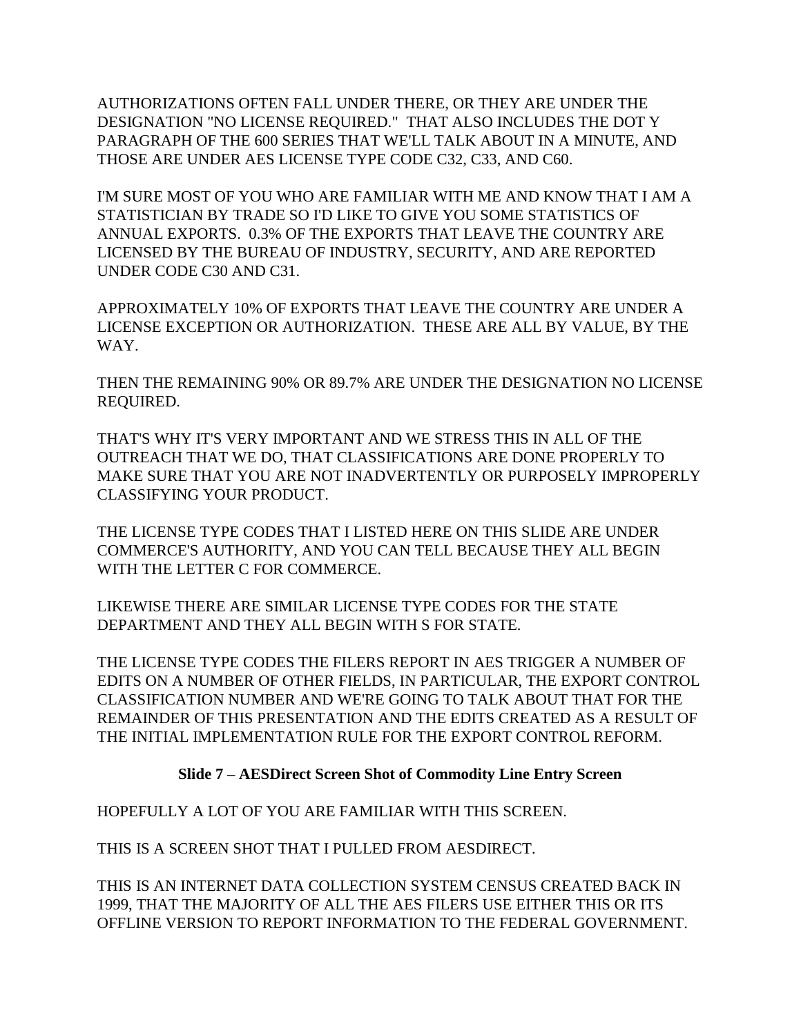AUTHORIZATIONS OFTEN FALL UNDER THERE, OR THEY ARE UNDER THE DESIGNATION "NO LICENSE REQUIRED." THAT ALSO INCLUDES THE DOT Y PARAGRAPH OF THE 600 SERIES THAT WE'LL TALK ABOUT IN A MINUTE, AND THOSE ARE UNDER AES LICENSE TYPE CODE C32, C33, AND C60.

I'M SURE MOST OF YOU WHO ARE FAMILIAR WITH ME AND KNOW THAT I AM A STATISTICIAN BY TRADE SO I'D LIKE TO GIVE YOU SOME STATISTICS OF ANNUAL EXPORTS. 0.3% OF THE EXPORTS THAT LEAVE THE COUNTRY ARE LICENSED BY THE BUREAU OF INDUSTRY, SECURITY, AND ARE REPORTED UNDER CODE C30 AND C31.

APPROXIMATELY 10% OF EXPORTS THAT LEAVE THE COUNTRY ARE UNDER A LICENSE EXCEPTION OR AUTHORIZATION. THESE ARE ALL BY VALUE, BY THE WAY.

THEN THE REMAINING 90% OR 89.7% ARE UNDER THE DESIGNATION NO LICENSE REQUIRED.

THAT'S WHY IT'S VERY IMPORTANT AND WE STRESS THIS IN ALL OF THE OUTREACH THAT WE DO, THAT CLASSIFICATIONS ARE DONE PROPERLY TO MAKE SURE THAT YOU ARE NOT INADVERTENTLY OR PURPOSELY IMPROPERLY CLASSIFYING YOUR PRODUCT.

THE LICENSE TYPE CODES THAT I LISTED HERE ON THIS SLIDE ARE UNDER COMMERCE'S AUTHORITY, AND YOU CAN TELL BECAUSE THEY ALL BEGIN WITH THE LETTER C FOR COMMERCE.

LIKEWISE THERE ARE SIMILAR LICENSE TYPE CODES FOR THE STATE DEPARTMENT AND THEY ALL BEGIN WITH S FOR STATE.

THE LICENSE TYPE CODES THE FILERS REPORT IN AES TRIGGER A NUMBER OF EDITS ON A NUMBER OF OTHER FIELDS, IN PARTICULAR, THE EXPORT CONTROL CLASSIFICATION NUMBER AND WE'RE GOING TO TALK ABOUT THAT FOR THE REMAINDER OF THIS PRESENTATION AND THE EDITS CREATED AS A RESULT OF THE INITIAL IMPLEMENTATION RULE FOR THE EXPORT CONTROL REFORM.

**Slide 7 – AESDirect Screen Shot of Commodity Line Entry Screen**

HOPEFULLY A LOT OF YOU ARE FAMILIAR WITH THIS SCREEN.

THIS IS A SCREEN SHOT THAT I PULLED FROM AESDIRECT.

THIS IS AN INTERNET DATA COLLECTION SYSTEM CENSUS CREATED BACK IN 1999, THAT THE MAJORITY OF ALL THE AES FILERS USE EITHER THIS OR ITS OFFLINE VERSION TO REPORT INFORMATION TO THE FEDERAL GOVERNMENT.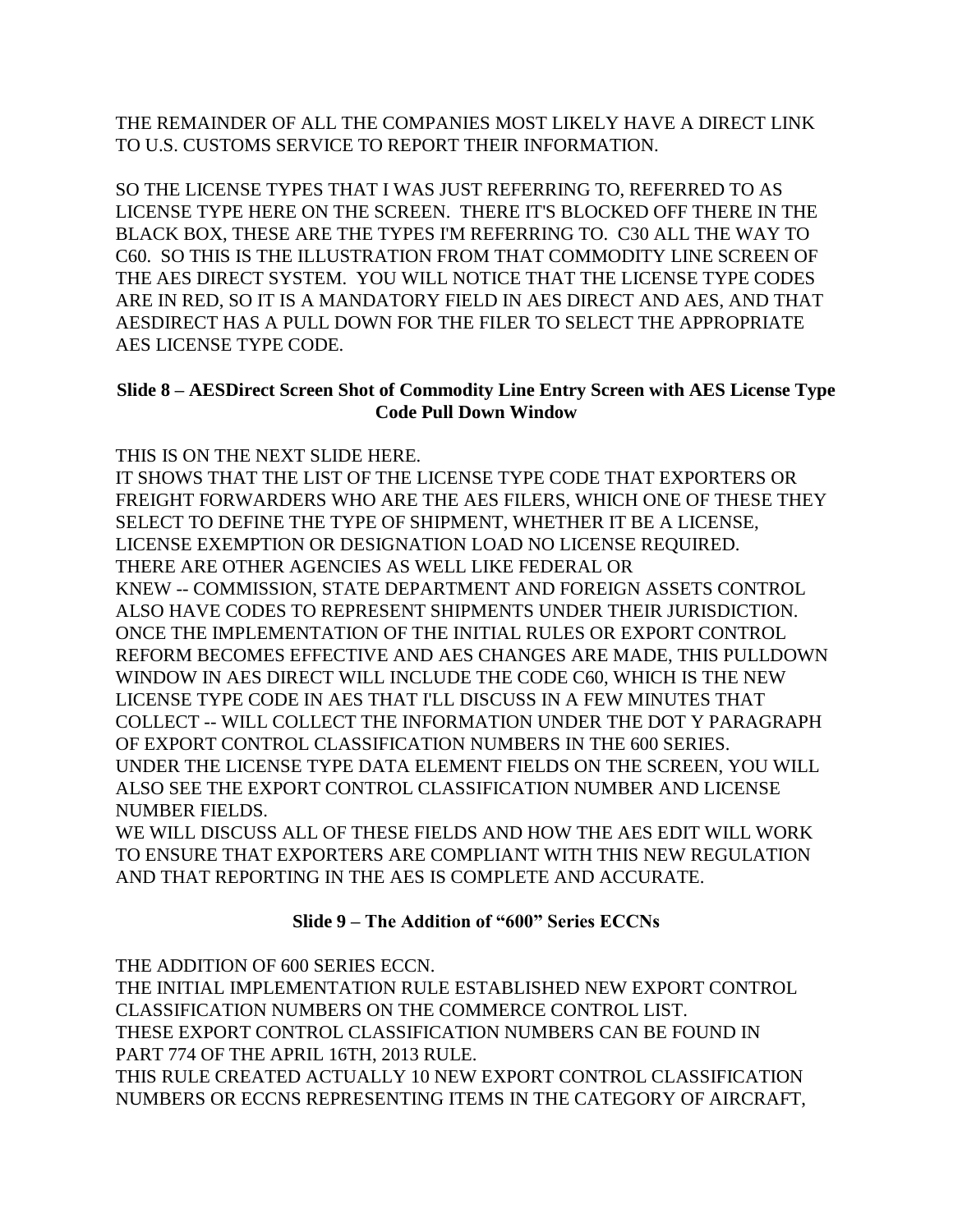THE REMAINDER OF ALL THE COMPANIES MOST LIKELY HAVE A DIRECT LINK TO U.S. CUSTOMS SERVICE TO REPORT THEIR INFORMATION.

SO THE LICENSE TYPES THAT I WAS JUST REFERRING TO, REFERRED TO AS LICENSE TYPE HERE ON THE SCREEN. THERE IT'S BLOCKED OFF THERE IN THE BLACK BOX, THESE ARE THE TYPES I'M REFERRING TO. C30 ALL THE WAY TO C60. SO THIS IS THE ILLUSTRATION FROM THAT COMMODITY LINE SCREEN OF THE AES DIRECT SYSTEM. YOU WILL NOTICE THAT THE LICENSE TYPE CODES ARE IN RED, SO IT IS A MANDATORY FIELD IN AES DIRECT AND AES, AND THAT AESDIRECT HAS A PULL DOWN FOR THE FILER TO SELECT THE APPROPRIATE AES LICENSE TYPE CODE.

**Slide 8 – AESDirect Screen Shot of Commodity Line Entry Screen with AES License Type Code Pull Down Window**

THIS IS ON THE NEXT SLIDE HERE.
IT SHOWS THAT THE LIST OF THE LICENSE TYPE CODE THAT EXPORTERS OR FREIGHT FORWARDERS WHO ARE THE AES FILERS, WHICH ONE OF THESE THEY SELECT TO DEFINE THE TYPE OF SHIPMENT, WHETHER IT BE A LICENSE, LICENSE EXEMPTION OR DESIGNATION LOAD NO LICENSE REQUIRED.
THERE ARE OTHER AGENCIES AS WELL LIKE FEDERAL OR KNEW -- COMMISSION, STATE DEPARTMENT AND FOREIGN ASSETS CONTROL ALSO HAVE CODES TO REPRESENT SHIPMENTS UNDER THEIR JURISDICTION.
ONCE THE IMPLEMENTATION OF THE INITIAL RULES OR EXPORT CONTROL REFORM BECOMES EFFECTIVE AND AES CHANGES ARE MADE, THIS PULLDOWN WINDOW IN AES DIRECT WILL INCLUDE THE CODE C60, WHICH IS THE NEW LICENSE TYPE CODE IN AES THAT I'LL DISCUSS IN A FEW MINUTES THAT COLLECT -- WILL COLLECT THE INFORMATION UNDER THE DOT Y PARAGRAPH OF EXPORT CONTROL CLASSIFICATION NUMBERS IN THE 600 SERIES.
UNDER THE LICENSE TYPE DATA ELEMENT FIELDS ON THE SCREEN, YOU WILL ALSO SEE THE EXPORT CONTROL CLASSIFICATION NUMBER AND LICENSE NUMBER FIELDS.
WE WILL DISCUSS ALL OF THESE FIELDS AND HOW THE AES EDIT WILL WORK TO ENSURE THAT EXPORTERS ARE COMPLIANT WITH THIS NEW REGULATION AND THAT REPORTING IN THE AES IS COMPLETE AND ACCURATE.

**Slide 9 – The Addition of "600" Series ECCNs**

THE ADDITION OF 600 SERIES ECCN.
THE INITIAL IMPLEMENTATION RULE ESTABLISHED NEW EXPORT CONTROL CLASSIFICATION NUMBERS ON THE COMMERCE CONTROL LIST.
THESE EXPORT CONTROL CLASSIFICATION NUMBERS CAN BE FOUND IN PART 774 OF THE APRIL 16TH, 2013 RULE.
THIS RULE CREATED ACTUALLY 10 NEW EXPORT CONTROL CLASSIFICATION NUMBERS OR ECCNS REPRESENTING ITEMS IN THE CATEGORY OF AIRCRAFT,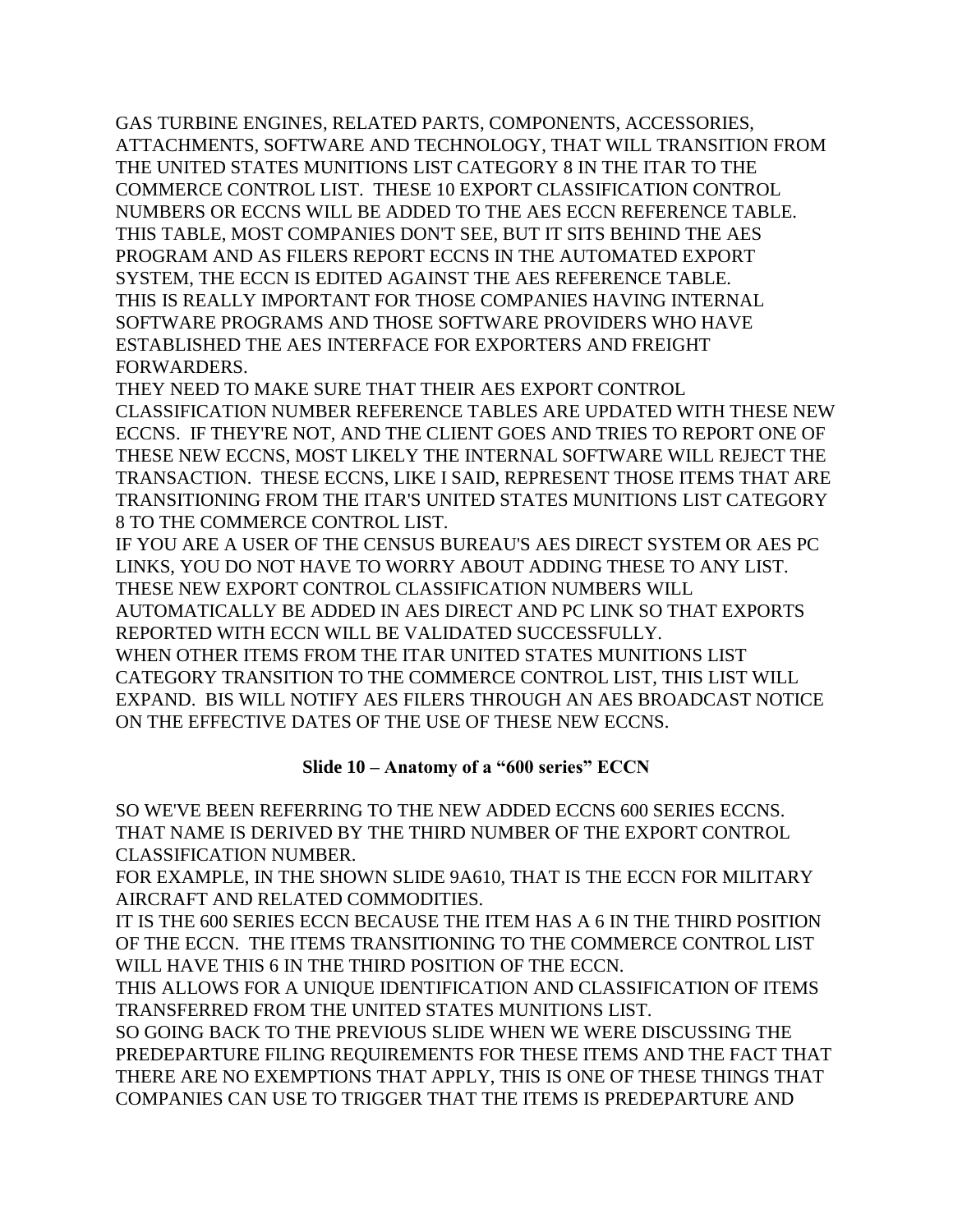GAS TURBINE ENGINES, RELATED PARTS, COMPONENTS, ACCESSORIES, ATTACHMENTS, SOFTWARE AND TECHNOLOGY, THAT WILL TRANSITION FROM THE UNITED STATES MUNITIONS LIST CATEGORY 8 IN THE ITAR TO THE COMMERCE CONTROL LIST. THESE 10 EXPORT CLASSIFICATION CONTROL NUMBERS OR ECCNS WILL BE ADDED TO THE AES ECCN REFERENCE TABLE. THIS TABLE, MOST COMPANIES DON'T SEE, BUT IT SITS BEHIND THE AES PROGRAM AND AS FILERS REPORT ECCNS IN THE AUTOMATED EXPORT SYSTEM, THE ECCN IS EDITED AGAINST THE AES REFERENCE TABLE. THIS IS REALLY IMPORTANT FOR THOSE COMPANIES HAVING INTERNAL SOFTWARE PROGRAMS AND THOSE SOFTWARE PROVIDERS WHO HAVE ESTABLISHED THE AES INTERFACE FOR EXPORTERS AND FREIGHT FORWARDERS.

THEY NEED TO MAKE SURE THAT THEIR AES EXPORT CONTROL CLASSIFICATION NUMBER REFERENCE TABLES ARE UPDATED WITH THESE NEW ECCNS. IF THEY'RE NOT, AND THE CLIENT GOES AND TRIES TO REPORT ONE OF THESE NEW ECCNS, MOST LIKELY THE INTERNAL SOFTWARE WILL REJECT THE TRANSACTION. THESE ECCNS, LIKE I SAID, REPRESENT THOSE ITEMS THAT ARE TRANSITIONING FROM THE ITAR'S UNITED STATES MUNITIONS LIST CATEGORY 8 TO THE COMMERCE CONTROL LIST.

IF YOU ARE A USER OF THE CENSUS BUREAU'S AES DIRECT SYSTEM OR AES PC LINKS, YOU DO NOT HAVE TO WORRY ABOUT ADDING THESE TO ANY LIST. THESE NEW EXPORT CONTROL CLASSIFICATION NUMBERS WILL AUTOMATICALLY BE ADDED IN AES DIRECT AND PC LINK SO THAT EXPORTS REPORTED WITH ECCN WILL BE VALIDATED SUCCESSFULLY.

WHEN OTHER ITEMS FROM THE ITAR UNITED STATES MUNITIONS LIST CATEGORY TRANSITION TO THE COMMERCE CONTROL LIST, THIS LIST WILL EXPAND. BIS WILL NOTIFY AES FILERS THROUGH AN AES BROADCAST NOTICE ON THE EFFECTIVE DATES OF THE USE OF THESE NEW ECCNS.

## Slide 10 – Anatomy of a "600 series" ECCN

SO WE'VE BEEN REFERRING TO THE NEW ADDED ECCNS 600 SERIES ECCNS. THAT NAME IS DERIVED BY THE THIRD NUMBER OF THE EXPORT CONTROL CLASSIFICATION NUMBER.

FOR EXAMPLE, IN THE SHOWN SLIDE 9A610, THAT IS THE ECCN FOR MILITARY AIRCRAFT AND RELATED COMMODITIES.

IT IS THE 600 SERIES ECCN BECAUSE THE ITEM HAS A 6 IN THE THIRD POSITION OF THE ECCN. THE ITEMS TRANSITIONING TO THE COMMERCE CONTROL LIST WILL HAVE THIS 6 IN THE THIRD POSITION OF THE ECCN.

THIS ALLOWS FOR A UNIQUE IDENTIFICATION AND CLASSIFICATION OF ITEMS TRANSFERRED FROM THE UNITED STATES MUNITIONS LIST.

SO GOING BACK TO THE PREVIOUS SLIDE WHEN WE WERE DISCUSSING THE PREDEPARTURE FILING REQUIREMENTS FOR THESE ITEMS AND THE FACT THAT THERE ARE NO EXEMPTIONS THAT APPLY, THIS IS ONE OF THESE THINGS THAT COMPANIES CAN USE TO TRIGGER THAT THE ITEMS IS PREDEPARTURE AND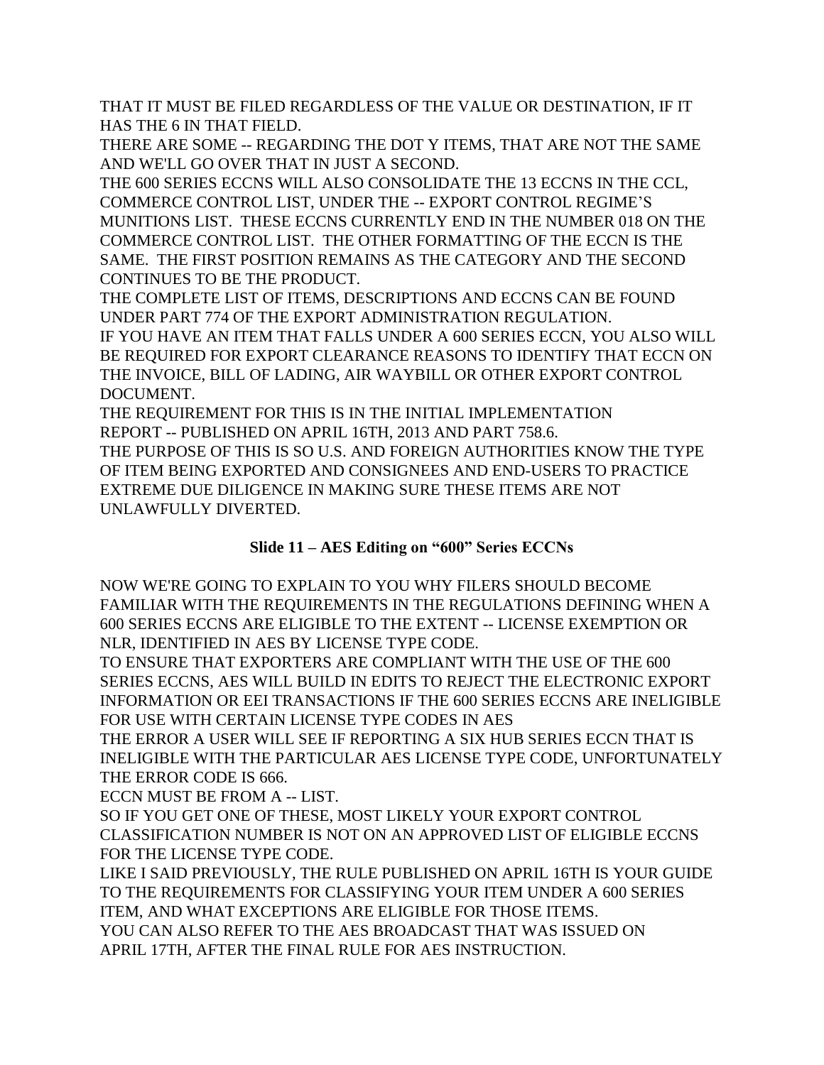THAT IT MUST BE FILED REGARDLESS OF THE VALUE OR DESTINATION, IF IT HAS THE 6 IN THAT FIELD.

THERE ARE SOME -- REGARDING THE DOT Y ITEMS, THAT ARE NOT THE SAME AND WE'LL GO OVER THAT IN JUST A SECOND.

THE 600 SERIES ECCNS WILL ALSO CONSOLIDATE THE 13 ECCNS IN THE CCL, COMMERCE CONTROL LIST, UNDER THE -- EXPORT CONTROL REGIME'S MUNITIONS LIST. THESE ECCNS CURRENTLY END IN THE NUMBER 018 ON THE COMMERCE CONTROL LIST. THE OTHER FORMATTING OF THE ECCN IS THE SAME. THE FIRST POSITION REMAINS AS THE CATEGORY AND THE SECOND CONTINUES TO BE THE PRODUCT.

THE COMPLETE LIST OF ITEMS, DESCRIPTIONS AND ECCNS CAN BE FOUND UNDER PART 774 OF THE EXPORT ADMINISTRATION REGULATION.

IF YOU HAVE AN ITEM THAT FALLS UNDER A 600 SERIES ECCN, YOU ALSO WILL BE REQUIRED FOR EXPORT CLEARANCE REASONS TO IDENTIFY THAT ECCN ON THE INVOICE, BILL OF LADING, AIR WAYBILL OR OTHER EXPORT CONTROL DOCUMENT.

THE REQUIREMENT FOR THIS IS IN THE INITIAL IMPLEMENTATION REPORT -- PUBLISHED ON APRIL 16TH, 2013 AND PART 758.6.

THE PURPOSE OF THIS IS SO U.S. AND FOREIGN AUTHORITIES KNOW THE TYPE OF ITEM BEING EXPORTED AND CONSIGNEES AND END-USERS TO PRACTICE EXTREME DUE DILIGENCE IN MAKING SURE THESE ITEMS ARE NOT UNLAWFULLY DIVERTED.

**Slide 11 – AES Editing on "600" Series ECCNs**

NOW WE'RE GOING TO EXPLAIN TO YOU WHY FILERS SHOULD BECOME FAMILIAR WITH THE REQUIREMENTS IN THE REGULATIONS DEFINING WHEN A 600 SERIES ECCNS ARE ELIGIBLE TO THE EXTENT -- LICENSE EXEMPTION OR NLR, IDENTIFIED IN AES BY LICENSE TYPE CODE.

TO ENSURE THAT EXPORTERS ARE COMPLIANT WITH THE USE OF THE 600 SERIES ECCNS, AES WILL BUILD IN EDITS TO REJECT THE ELECTRONIC EXPORT INFORMATION OR EEI TRANSACTIONS IF THE 600 SERIES ECCNS ARE INELIGIBLE FOR USE WITH CERTAIN LICENSE TYPE CODES IN AES

THE ERROR A USER WILL SEE IF REPORTING A SIX HUB SERIES ECCN THAT IS INELIGIBLE WITH THE PARTICULAR AES LICENSE TYPE CODE, UNFORTUNATELY THE ERROR CODE IS 666.

ECCN MUST BE FROM A -- LIST.

SO IF YOU GET ONE OF THESE, MOST LIKELY YOUR EXPORT CONTROL CLASSIFICATION NUMBER IS NOT ON AN APPROVED LIST OF ELIGIBLE ECCNS FOR THE LICENSE TYPE CODE.

LIKE I SAID PREVIOUSLY, THE RULE PUBLISHED ON APRIL 16TH IS YOUR GUIDE TO THE REQUIREMENTS FOR CLASSIFYING YOUR ITEM UNDER A 600 SERIES ITEM, AND WHAT EXCEPTIONS ARE ELIGIBLE FOR THOSE ITEMS.

YOU CAN ALSO REFER TO THE AES BROADCAST THAT WAS ISSUED ON APRIL 17TH, AFTER THE FINAL RULE FOR AES INSTRUCTION.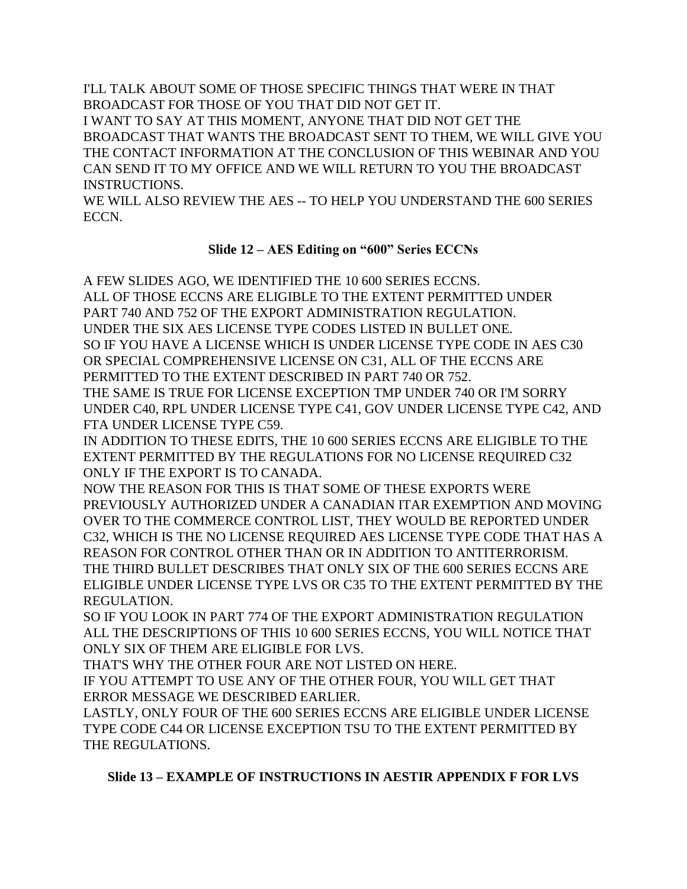I'LL TALK ABOUT SOME OF THOSE SPECIFIC THINGS THAT WERE IN THAT BROADCAST FOR THOSE OF YOU THAT DID NOT GET IT.
I WANT TO SAY AT THIS MOMENT, ANYONE THAT DID NOT GET THE BROADCAST THAT WANTS THE BROADCAST SENT TO THEM, WE WILL GIVE YOU THE CONTACT INFORMATION AT THE CONCLUSION OF THIS WEBINAR AND YOU CAN SEND IT TO MY OFFICE AND WE WILL RETURN TO YOU THE BROADCAST INSTRUCTIONS.
WE WILL ALSO REVIEW THE AES -- TO HELP YOU UNDERSTAND THE 600 SERIES ECCN.

**Slide 12 – AES Editing on "600" Series ECCNs**

A FEW SLIDES AGO, WE IDENTIFIED THE 10 600 SERIES ECCNS.
ALL OF THOSE ECCNS ARE ELIGIBLE TO THE EXTENT PERMITTED UNDER PART 740 AND 752 OF THE EXPORT ADMINISTRATION REGULATION.
UNDER THE SIX AES LICENSE TYPE CODES LISTED IN BULLET ONE.
SO IF YOU HAVE A LICENSE WHICH IS UNDER LICENSE TYPE CODE IN AES C30 OR SPECIAL COMPREHENSIVE LICENSE ON C31, ALL OF THE ECCNS ARE PERMITTED TO THE EXTENT DESCRIBED IN PART 740 OR 752.
THE SAME IS TRUE FOR LICENSE EXCEPTION TMP UNDER 740 OR I'M SORRY UNDER C40, RPL UNDER LICENSE TYPE C41, GOV UNDER LICENSE TYPE C42, AND FTA UNDER LICENSE TYPE C59.
IN ADDITION TO THESE EDITS, THE 10 600 SERIES ECCNS ARE ELIGIBLE TO THE EXTENT PERMITTED BY THE REGULATIONS FOR NO LICENSE REQUIRED C32 ONLY IF THE EXPORT IS TO CANADA.
NOW THE REASON FOR THIS IS THAT SOME OF THESE EXPORTS WERE PREVIOUSLY AUTHORIZED UNDER A CANADIAN ITAR EXEMPTION AND MOVING OVER TO THE COMMERCE CONTROL LIST, THEY WOULD BE REPORTED UNDER C32, WHICH IS THE NO LICENSE REQUIRED AES LICENSE TYPE CODE THAT HAS A REASON FOR CONTROL OTHER THAN OR IN ADDITION TO ANTITERRORISM.
THE THIRD BULLET DESCRIBES THAT ONLY SIX OF THE 600 SERIES ECCNS ARE ELIGIBLE UNDER LICENSE TYPE LVS OR C35 TO THE EXTENT PERMITTED BY THE REGULATION.
SO IF YOU LOOK IN PART 774 OF THE EXPORT ADMINISTRATION REGULATION ALL THE DESCRIPTIONS OF THIS 10 600 SERIES ECCNS, YOU WILL NOTICE THAT ONLY SIX OF THEM ARE ELIGIBLE FOR LVS.
THAT'S WHY THE OTHER FOUR ARE NOT LISTED ON HERE.
IF YOU ATTEMPT TO USE ANY OF THE OTHER FOUR, YOU WILL GET THAT ERROR MESSAGE WE DESCRIBED EARLIER.
LASTLY, ONLY FOUR OF THE 600 SERIES ECCNS ARE ELIGIBLE UNDER LICENSE TYPE CODE C44 OR LICENSE EXCEPTION TSU TO THE EXTENT PERMITTED BY THE REGULATIONS.

**Slide 13 – EXAMPLE OF INSTRUCTIONS IN AESTIR APPENDIX F FOR LVS**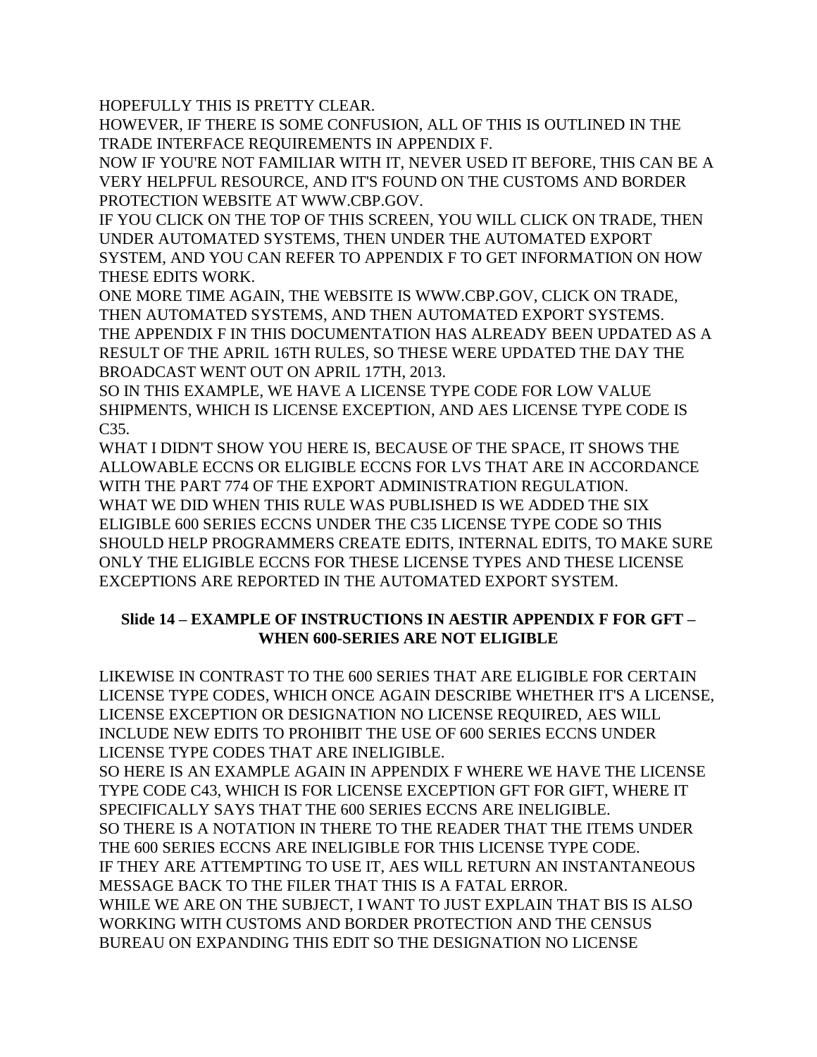HOPEFULLY THIS IS PRETTY CLEAR.

HOWEVER, IF THERE IS SOME CONFUSION, ALL OF THIS IS OUTLINED IN THE TRADE INTERFACE REQUIREMENTS IN APPENDIX F.

NOW IF YOU'RE NOT FAMILIAR WITH IT, NEVER USED IT BEFORE, THIS CAN BE A VERY HELPFUL RESOURCE, AND IT'S FOUND ON THE CUSTOMS AND BORDER PROTECTION WEBSITE AT WWW.CBP.GOV.

IF YOU CLICK ON THE TOP OF THIS SCREEN, YOU WILL CLICK ON TRADE, THEN UNDER AUTOMATED SYSTEMS, THEN UNDER THE AUTOMATED EXPORT SYSTEM, AND YOU CAN REFER TO APPENDIX F TO GET INFORMATION ON HOW THESE EDITS WORK.

ONE MORE TIME AGAIN, THE WEBSITE IS WWW.CBP.GOV, CLICK ON TRADE, THEN AUTOMATED SYSTEMS, AND THEN AUTOMATED EXPORT SYSTEMS.

THE APPENDIX F IN THIS DOCUMENTATION HAS ALREADY BEEN UPDATED AS A RESULT OF THE APRIL 16TH RULES, SO THESE WERE UPDATED THE DAY THE BROADCAST WENT OUT ON APRIL 17TH, 2013.

SO IN THIS EXAMPLE, WE HAVE A LICENSE TYPE CODE FOR LOW VALUE SHIPMENTS, WHICH IS LICENSE EXCEPTION, AND AES LICENSE TYPE CODE IS C35.

WHAT I DIDN'T SHOW YOU HERE IS, BECAUSE OF THE SPACE, IT SHOWS THE ALLOWABLE ECCNS OR ELIGIBLE ECCNS FOR LVS THAT ARE IN ACCORDANCE WITH THE PART 774 OF THE EXPORT ADMINISTRATION REGULATION.

WHAT WE DID WHEN THIS RULE WAS PUBLISHED IS WE ADDED THE SIX ELIGIBLE 600 SERIES ECCNS UNDER THE C35 LICENSE TYPE CODE SO THIS SHOULD HELP PROGRAMMERS CREATE EDITS, INTERNAL EDITS, TO MAKE SURE ONLY THE ELIGIBLE ECCNS FOR THESE LICENSE TYPES AND THESE LICENSE EXCEPTIONS ARE REPORTED IN THE AUTOMATED EXPORT SYSTEM.

**Slide 14 – EXAMPLE OF INSTRUCTIONS IN AESTIR APPENDIX F FOR GFT – WHEN 600-SERIES ARE NOT ELIGIBLE**

LIKEWISE IN CONTRAST TO THE 600 SERIES THAT ARE ELIGIBLE FOR CERTAIN LICENSE TYPE CODES, WHICH ONCE AGAIN DESCRIBE WHETHER IT'S A LICENSE, LICENSE EXCEPTION OR DESIGNATION NO LICENSE REQUIRED, AES WILL INCLUDE NEW EDITS TO PROHIBIT THE USE OF 600 SERIES ECCNS UNDER LICENSE TYPE CODES THAT ARE INELIGIBLE.

SO HERE IS AN EXAMPLE AGAIN IN APPENDIX F WHERE WE HAVE THE LICENSE TYPE CODE C43, WHICH IS FOR LICENSE EXCEPTION GFT FOR GIFT, WHERE IT SPECIFICALLY SAYS THAT THE 600 SERIES ECCNS ARE INELIGIBLE.

SO THERE IS A NOTATION IN THERE TO THE READER THAT THE ITEMS UNDER THE 600 SERIES ECCNS ARE INELIGIBLE FOR THIS LICENSE TYPE CODE.

IF THEY ARE ATTEMPTING TO USE IT, AES WILL RETURN AN INSTANTANEOUS MESSAGE BACK TO THE FILER THAT THIS IS A FATAL ERROR.

WHILE WE ARE ON THE SUBJECT, I WANT TO JUST EXPLAIN THAT BIS IS ALSO WORKING WITH CUSTOMS AND BORDER PROTECTION AND THE CENSUS BUREAU ON EXPANDING THIS EDIT SO THE DESIGNATION NO LICENSE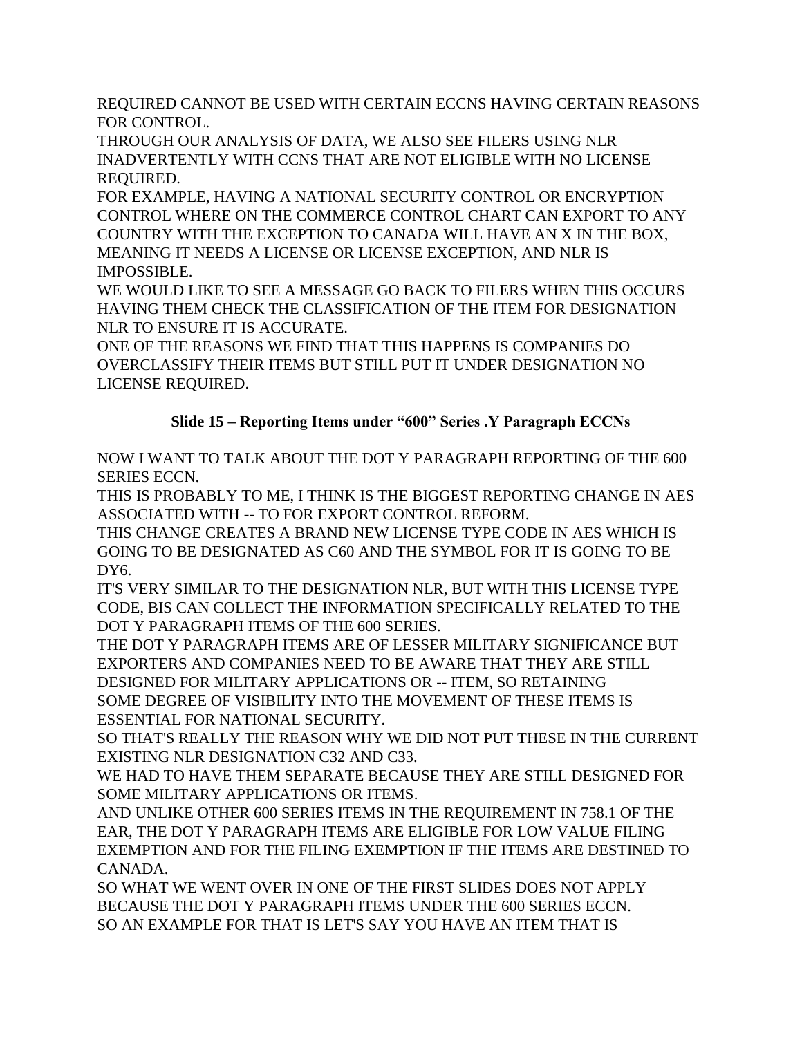REQUIRED CANNOT BE USED WITH CERTAIN ECCNS HAVING CERTAIN REASONS FOR CONTROL.
THROUGH OUR ANALYSIS OF DATA, WE ALSO SEE FILERS USING NLR INADVERTENTLY WITH CCNS THAT ARE NOT ELIGIBLE WITH NO LICENSE REQUIRED.
FOR EXAMPLE, HAVING A NATIONAL SECURITY CONTROL OR ENCRYPTION CONTROL WHERE ON THE COMMERCE CONTROL CHART CAN EXPORT TO ANY COUNTRY WITH THE EXCEPTION TO CANADA WILL HAVE AN X IN THE BOX, MEANING IT NEEDS A LICENSE OR LICENSE EXCEPTION, AND NLR IS IMPOSSIBLE.
WE WOULD LIKE TO SEE A MESSAGE GO BACK TO FILERS WHEN THIS OCCURS HAVING THEM CHECK THE CLASSIFICATION OF THE ITEM FOR DESIGNATION NLR TO ENSURE IT IS ACCURATE.
ONE OF THE REASONS WE FIND THAT THIS HAPPENS IS COMPANIES DO OVERCLASSIFY THEIR ITEMS BUT STILL PUT IT UNDER DESIGNATION NO LICENSE REQUIRED.

### Slide 15 – Reporting Items under "600" Series .Y Paragraph ECCNs

NOW I WANT TO TALK ABOUT THE DOT Y PARAGRAPH REPORTING OF THE 600 SERIES ECCN.
THIS IS PROBABLY TO ME, I THINK IS THE BIGGEST REPORTING CHANGE IN AES ASSOCIATED WITH -- TO FOR EXPORT CONTROL REFORM.
THIS CHANGE CREATES A BRAND NEW LICENSE TYPE CODE IN AES WHICH IS GOING TO BE DESIGNATED AS C60 AND THE SYMBOL FOR IT IS GOING TO BE DY6.
IT'S VERY SIMILAR TO THE DESIGNATION NLR, BUT WITH THIS LICENSE TYPE CODE, BIS CAN COLLECT THE INFORMATION SPECIFICALLY RELATED TO THE DOT Y PARAGRAPH ITEMS OF THE 600 SERIES.
THE DOT Y PARAGRAPH ITEMS ARE OF LESSER MILITARY SIGNIFICANCE BUT EXPORTERS AND COMPANIES NEED TO BE AWARE THAT THEY ARE STILL DESIGNED FOR MILITARY APPLICATIONS OR -- ITEM, SO RETAINING SOME DEGREE OF VISIBILITY INTO THE MOVEMENT OF THESE ITEMS IS ESSENTIAL FOR NATIONAL SECURITY.
SO THAT'S REALLY THE REASON WHY WE DID NOT PUT THESE IN THE CURRENT EXISTING NLR DESIGNATION C32 AND C33.
WE HAD TO HAVE THEM SEPARATE BECAUSE THEY ARE STILL DESIGNED FOR SOME MILITARY APPLICATIONS OR ITEMS.
AND UNLIKE OTHER 600 SERIES ITEMS IN THE REQUIREMENT IN 758.1 OF THE EAR, THE DOT Y PARAGRAPH ITEMS ARE ELIGIBLE FOR LOW VALUE FILING EXEMPTION AND FOR THE FILING EXEMPTION IF THE ITEMS ARE DESTINED TO CANADA.
SO WHAT WE WENT OVER IN ONE OF THE FIRST SLIDES DOES NOT APPLY BECAUSE THE DOT Y PARAGRAPH ITEMS UNDER THE 600 SERIES ECCN.
SO AN EXAMPLE FOR THAT IS LET'S SAY YOU HAVE AN ITEM THAT IS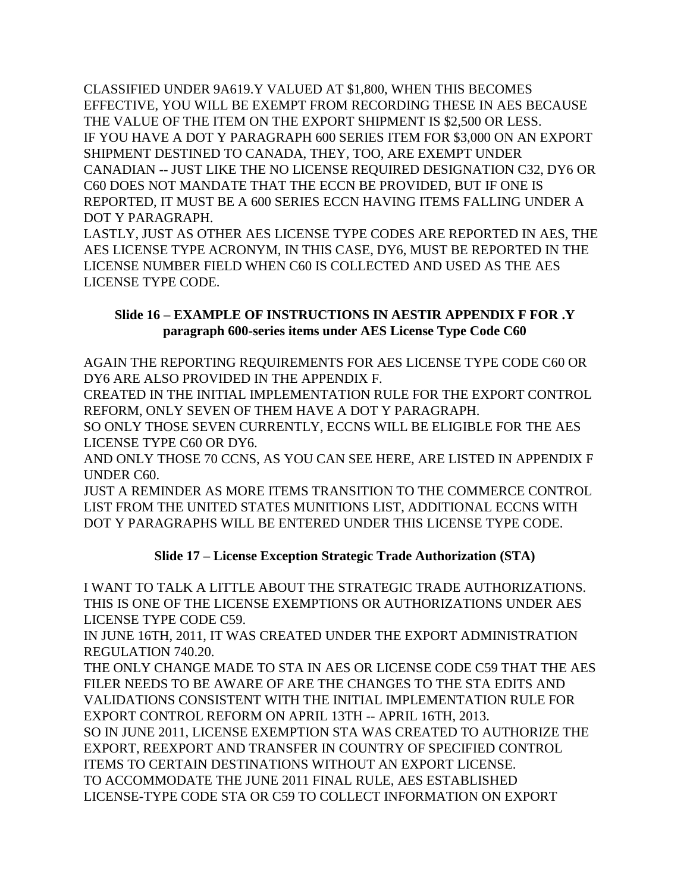CLASSIFIED UNDER 9A619.Y VALUED AT $1,800, WHEN THIS BECOMES EFFECTIVE, YOU WILL BE EXEMPT FROM RECORDING THESE IN AES BECAUSE THE VALUE OF THE ITEM ON THE EXPORT SHIPMENT IS $2,500 OR LESS.
IF YOU HAVE A DOT Y PARAGRAPH 600 SERIES ITEM FOR $3,000 ON AN EXPORT SHIPMENT DESTINED TO CANADA, THEY, TOO, ARE EXEMPT UNDER CANADIAN -- JUST LIKE THE NO LICENSE REQUIRED DESIGNATION C32, DY6 OR C60 DOES NOT MANDATE THAT THE ECCN BE PROVIDED, BUT IF ONE IS REPORTED, IT MUST BE A 600 SERIES ECCN HAVING ITEMS FALLING UNDER A DOT Y PARAGRAPH.
LASTLY, JUST AS OTHER AES LICENSE TYPE CODES ARE REPORTED IN AES, THE AES LICENSE TYPE ACRONYM, IN THIS CASE, DY6, MUST BE REPORTED IN THE LICENSE NUMBER FIELD WHEN C60 IS COLLECTED AND USED AS THE AES LICENSE TYPE CODE.

**Slide 16 – EXAMPLE OF INSTRUCTIONS IN AESTIR APPENDIX F FOR .Y paragraph 600-series items under AES License Type Code C60**

AGAIN THE REPORTING REQUIREMENTS FOR AES LICENSE TYPE CODE C60 OR DY6 ARE ALSO PROVIDED IN THE APPENDIX F.
CREATED IN THE INITIAL IMPLEMENTATION RULE FOR THE EXPORT CONTROL REFORM, ONLY SEVEN OF THEM HAVE A DOT Y PARAGRAPH.
SO ONLY THOSE SEVEN CURRENTLY, ECCNS WILL BE ELIGIBLE FOR THE AES LICENSE TYPE C60 OR DY6.
AND ONLY THOSE 70 CCNS, AS YOU CAN SEE HERE, ARE LISTED IN APPENDIX F UNDER C60.
JUST A REMINDER AS MORE ITEMS TRANSITION TO THE COMMERCE CONTROL LIST FROM THE UNITED STATES MUNITIONS LIST, ADDITIONAL ECCNS WITH DOT Y PARAGRAPHS WILL BE ENTERED UNDER THIS LICENSE TYPE CODE.

**Slide 17 – License Exception Strategic Trade Authorization (STA)**

I WANT TO TALK A LITTLE ABOUT THE STRATEGIC TRADE AUTHORIZATIONS. THIS IS ONE OF THE LICENSE EXEMPTIONS OR AUTHORIZATIONS UNDER AES LICENSE TYPE CODE C59.
IN JUNE 16TH, 2011, IT WAS CREATED UNDER THE EXPORT ADMINISTRATION REGULATION 740.20.
THE ONLY CHANGE MADE TO STA IN AES OR LICENSE CODE C59 THAT THE AES FILER NEEDS TO BE AWARE OF ARE THE CHANGES TO THE STA EDITS AND VALIDATIONS CONSISTENT WITH THE INITIAL IMPLEMENTATION RULE FOR EXPORT CONTROL REFORM ON APRIL 13TH -- APRIL 16TH, 2013.
SO IN JUNE 2011, LICENSE EXEMPTION STA WAS CREATED TO AUTHORIZE THE EXPORT, REEXPORT AND TRANSFER IN COUNTRY OF SPECIFIED CONTROL ITEMS TO CERTAIN DESTINATIONS WITHOUT AN EXPORT LICENSE.
TO ACCOMMODATE THE JUNE 2011 FINAL RULE, AES ESTABLISHED LICENSE-TYPE CODE STA OR C59 TO COLLECT INFORMATION ON EXPORT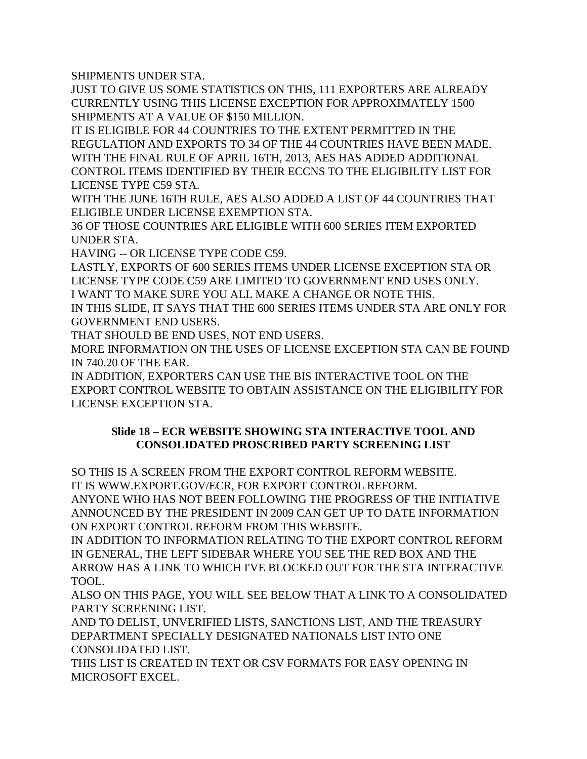SHIPMENTS UNDER STA.
JUST TO GIVE US SOME STATISTICS ON THIS, 111 EXPORTERS ARE ALREADY CURRENTLY USING THIS LICENSE EXCEPTION FOR APPROXIMATELY 1500 SHIPMENTS AT A VALUE OF $150 MILLION.
IT IS ELIGIBLE FOR 44 COUNTRIES TO THE EXTENT PERMITTED IN THE REGULATION AND EXPORTS TO 34 OF THE 44 COUNTRIES HAVE BEEN MADE.
WITH THE FINAL RULE OF APRIL 16TH, 2013, AES HAS ADDED ADDITIONAL CONTROL ITEMS IDENTIFIED BY THEIR ECCNS TO THE ELIGIBILITY LIST FOR LICENSE TYPE C59 STA.
WITH THE JUNE 16TH RULE, AES ALSO ADDED A LIST OF 44 COUNTRIES THAT ELIGIBLE UNDER LICENSE EXEMPTION STA.
36 OF THOSE COUNTRIES ARE ELIGIBLE WITH 600 SERIES ITEM EXPORTED UNDER STA.
HAVING -- OR LICENSE TYPE CODE C59.
LASTLY, EXPORTS OF 600 SERIES ITEMS UNDER LICENSE EXCEPTION STA OR LICENSE TYPE CODE C59 ARE LIMITED TO GOVERNMENT END USES ONLY.
I WANT TO MAKE SURE YOU ALL MAKE A CHANGE OR NOTE THIS.
IN THIS SLIDE, IT SAYS THAT THE 600 SERIES ITEMS UNDER STA ARE ONLY FOR GOVERNMENT END USERS.
THAT SHOULD BE END USES, NOT END USERS.
MORE INFORMATION ON THE USES OF LICENSE EXCEPTION STA CAN BE FOUND IN 740.20 OF THE EAR.
IN ADDITION, EXPORTERS CAN USE THE BIS INTERACTIVE TOOL ON THE EXPORT CONTROL WEBSITE TO OBTAIN ASSISTANCE ON THE ELIGIBILITY FOR LICENSE EXCEPTION STA.

### Slide 18 – ECR WEBSITE SHOWING STA INTERACTIVE TOOL AND CONSOLIDATED PROSCRIBED PARTY SCREENING LIST

SO THIS IS A SCREEN FROM THE EXPORT CONTROL REFORM WEBSITE.
IT IS WWW.EXPORT.GOV/ECR, FOR EXPORT CONTROL REFORM.
ANYONE WHO HAS NOT BEEN FOLLOWING THE PROGRESS OF THE INITIATIVE ANNOUNCED BY THE PRESIDENT IN 2009 CAN GET UP TO DATE INFORMATION ON EXPORT CONTROL REFORM FROM THIS WEBSITE.
IN ADDITION TO INFORMATION RELATING TO THE EXPORT CONTROL REFORM IN GENERAL, THE LEFT SIDEBAR WHERE YOU SEE THE RED BOX AND THE ARROW HAS A LINK TO WHICH I'VE BLOCKED OUT FOR THE STA INTERACTIVE TOOL.
ALSO ON THIS PAGE, YOU WILL SEE BELOW THAT A LINK TO A CONSOLIDATED PARTY SCREENING LIST.
AND TO DELIST, UNVERIFIED LISTS, SANCTIONS LIST, AND THE TREASURY DEPARTMENT SPECIALLY DESIGNATED NATIONALS LIST INTO ONE CONSOLIDATED LIST.
THIS LIST IS CREATED IN TEXT OR CSV FORMATS FOR EASY OPENING IN MICROSOFT EXCEL.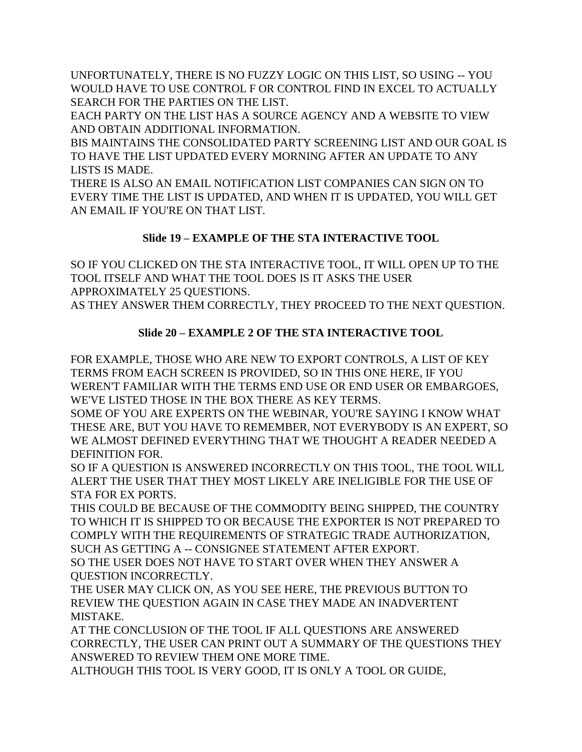UNFORTUNATELY, THERE IS NO FUZZY LOGIC ON THIS LIST, SO USING -- YOU WOULD HAVE TO USE CONTROL F OR CONTROL FIND IN EXCEL TO ACTUALLY SEARCH FOR THE PARTIES ON THE LIST.
EACH PARTY ON THE LIST HAS A SOURCE AGENCY AND A WEBSITE TO VIEW AND OBTAIN ADDITIONAL INFORMATION.
BIS MAINTAINS THE CONSOLIDATED PARTY SCREENING LIST AND OUR GOAL IS TO HAVE THE LIST UPDATED EVERY MORNING AFTER AN UPDATE TO ANY LISTS IS MADE.
THERE IS ALSO AN EMAIL NOTIFICATION LIST COMPANIES CAN SIGN ON TO EVERY TIME THE LIST IS UPDATED, AND WHEN IT IS UPDATED, YOU WILL GET AN EMAIL IF YOU'RE ON THAT LIST.

**Slide 19 – EXAMPLE OF THE STA INTERACTIVE TOOL**

SO IF YOU CLICKED ON THE STA INTERACTIVE TOOL, IT WILL OPEN UP TO THE TOOL ITSELF AND WHAT THE TOOL DOES IS IT ASKS THE USER APPROXIMATELY 25 QUESTIONS.
AS THEY ANSWER THEM CORRECTLY, THEY PROCEED TO THE NEXT QUESTION.

**Slide 20 – EXAMPLE 2 OF THE STA INTERACTIVE TOOL**

FOR EXAMPLE, THOSE WHO ARE NEW TO EXPORT CONTROLS, A LIST OF KEY TERMS FROM EACH SCREEN IS PROVIDED, SO IN THIS ONE HERE, IF YOU WEREN'T FAMILIAR WITH THE TERMS END USE OR END USER OR EMBARGOES, WE'VE LISTED THOSE IN THE BOX THERE AS KEY TERMS.
SOME OF YOU ARE EXPERTS ON THE WEBINAR, YOU'RE SAYING I KNOW WHAT THESE ARE, BUT YOU HAVE TO REMEMBER, NOT EVERYBODY IS AN EXPERT, SO WE ALMOST DEFINED EVERYTHING THAT WE THOUGHT A READER NEEDED A DEFINITION FOR.
SO IF A QUESTION IS ANSWERED INCORRECTLY ON THIS TOOL, THE TOOL WILL ALERT THE USER THAT THEY MOST LIKELY ARE INELIGIBLE FOR THE USE OF STA FOR EX PORTS.
THIS COULD BE BECAUSE OF THE COMMODITY BEING SHIPPED, THE COUNTRY TO WHICH IT IS SHIPPED TO OR BECAUSE THE EXPORTER IS NOT PREPARED TO COMPLY WITH THE REQUIREMENTS OF STRATEGIC TRADE AUTHORIZATION, SUCH AS GETTING A -- CONSIGNEE STATEMENT AFTER EXPORT.
SO THE USER DOES NOT HAVE TO START OVER WHEN THEY ANSWER A QUESTION INCORRECTLY.
THE USER MAY CLICK ON, AS YOU SEE HERE, THE PREVIOUS BUTTON TO REVIEW THE QUESTION AGAIN IN CASE THEY MADE AN INADVERTENT MISTAKE.
AT THE CONCLUSION OF THE TOOL IF ALL QUESTIONS ARE ANSWERED CORRECTLY, THE USER CAN PRINT OUT A SUMMARY OF THE QUESTIONS THEY ANSWERED TO REVIEW THEM ONE MORE TIME.
ALTHOUGH THIS TOOL IS VERY GOOD, IT IS ONLY A TOOL OR GUIDE,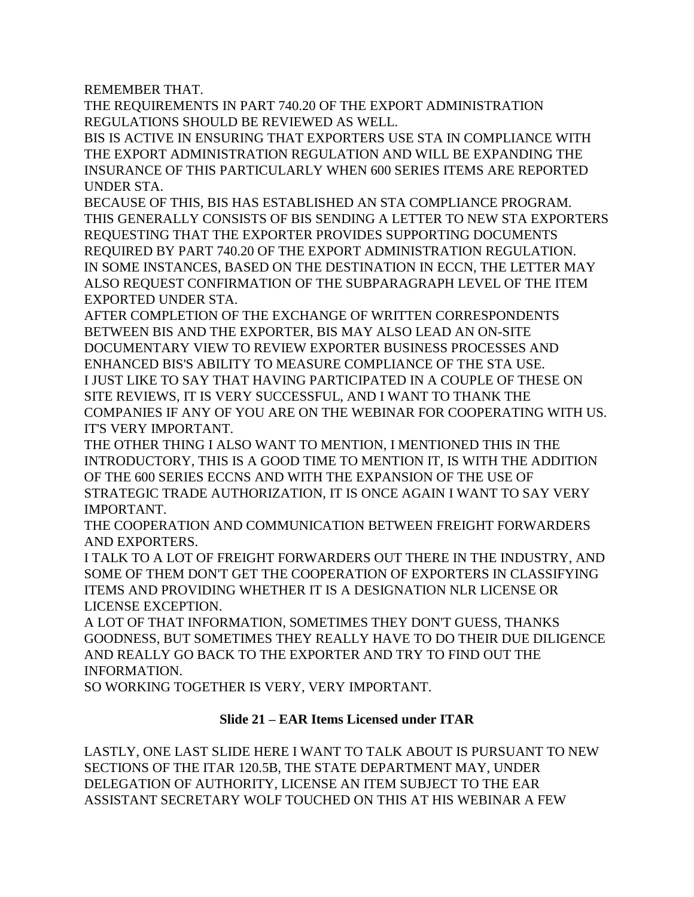REMEMBER THAT.

THE REQUIREMENTS IN PART 740.20 OF THE EXPORT ADMINISTRATION REGULATIONS SHOULD BE REVIEWED AS WELL.

BIS IS ACTIVE IN ENSURING THAT EXPORTERS USE STA IN COMPLIANCE WITH THE EXPORT ADMINISTRATION REGULATION AND WILL BE EXPANDING THE INSURANCE OF THIS PARTICULARLY WHEN 600 SERIES ITEMS ARE REPORTED UNDER STA.

BECAUSE OF THIS, BIS HAS ESTABLISHED AN STA COMPLIANCE PROGRAM.

THIS GENERALLY CONSISTS OF BIS SENDING A LETTER TO NEW STA EXPORTERS REQUESTING THAT THE EXPORTER PROVIDES SUPPORTING DOCUMENTS REQUIRED BY PART 740.20 OF THE EXPORT ADMINISTRATION REGULATION.

IN SOME INSTANCES, BASED ON THE DESTINATION IN ECCN, THE LETTER MAY ALSO REQUEST CONFIRMATION OF THE SUBPARAGRAPH LEVEL OF THE ITEM EXPORTED UNDER STA.

AFTER COMPLETION OF THE EXCHANGE OF WRITTEN CORRESPONDENTS BETWEEN BIS AND THE EXPORTER, BIS MAY ALSO LEAD AN ON-SITE DOCUMENTARY VIEW TO REVIEW EXPORTER BUSINESS PROCESSES AND ENHANCED BIS'S ABILITY TO MEASURE COMPLIANCE OF THE STA USE.

I JUST LIKE TO SAY THAT HAVING PARTICIPATED IN A COUPLE OF THESE ON SITE REVIEWS, IT IS VERY SUCCESSFUL, AND I WANT TO THANK THE COMPANIES IF ANY OF YOU ARE ON THE WEBINAR FOR COOPERATING WITH US.

IT'S VERY IMPORTANT.

THE OTHER THING I ALSO WANT TO MENTION, I MENTIONED THIS IN THE INTRODUCTORY, THIS IS A GOOD TIME TO MENTION IT, IS WITH THE ADDITION OF THE 600 SERIES ECCNS AND WITH THE EXPANSION OF THE USE OF STRATEGIC TRADE AUTHORIZATION, IT IS ONCE AGAIN I WANT TO SAY VERY IMPORTANT.

THE COOPERATION AND COMMUNICATION BETWEEN FREIGHT FORWARDERS AND EXPORTERS.

I TALK TO A LOT OF FREIGHT FORWARDERS OUT THERE IN THE INDUSTRY, AND SOME OF THEM DON'T GET THE COOPERATION OF EXPORTERS IN CLASSIFYING ITEMS AND PROVIDING WHETHER IT IS A DESIGNATION NLR LICENSE OR LICENSE EXCEPTION.

A LOT OF THAT INFORMATION, SOMETIMES THEY DON'T GUESS, THANKS GOODNESS, BUT SOMETIMES THEY REALLY HAVE TO DO THEIR DUE DILIGENCE AND REALLY GO BACK TO THE EXPORTER AND TRY TO FIND OUT THE INFORMATION.

SO WORKING TOGETHER IS VERY, VERY IMPORTANT.

**Slide 21 – EAR Items Licensed under ITAR**

LASTLY, ONE LAST SLIDE HERE I WANT TO TALK ABOUT IS PURSUANT TO NEW SECTIONS OF THE ITAR 120.5B, THE STATE DEPARTMENT MAY, UNDER DELEGATION OF AUTHORITY, LICENSE AN ITEM SUBJECT TO THE EAR ASSISTANT SECRETARY WOLF TOUCHED ON THIS AT HIS WEBINAR A FEW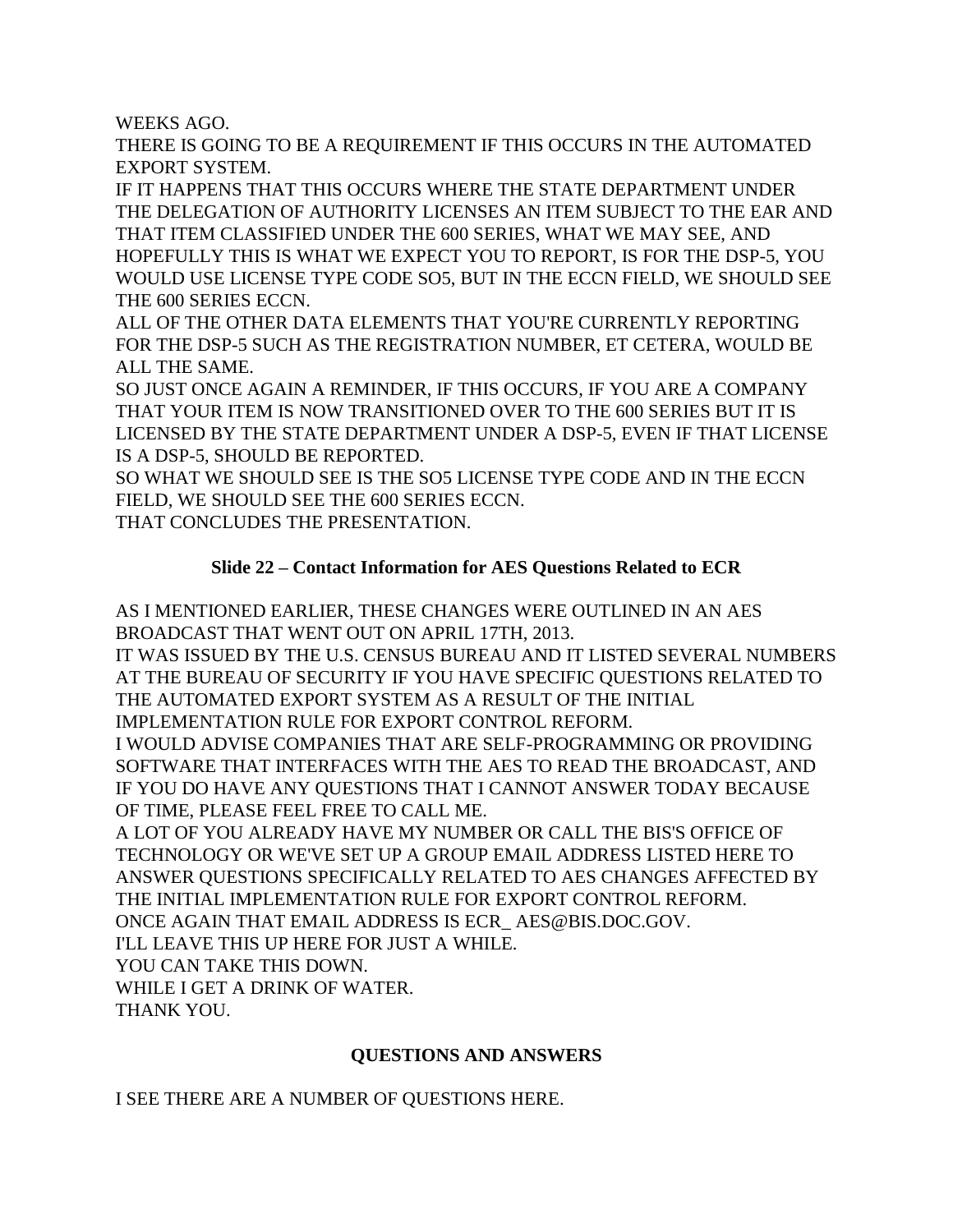WEEKS AGO.

THERE IS GOING TO BE A REQUIREMENT IF THIS OCCURS IN THE AUTOMATED EXPORT SYSTEM.

IF IT HAPPENS THAT THIS OCCURS WHERE THE STATE DEPARTMENT UNDER THE DELEGATION OF AUTHORITY LICENSES AN ITEM SUBJECT TO THE EAR AND THAT ITEM CLASSIFIED UNDER THE 600 SERIES, WHAT WE MAY SEE, AND HOPEFULLY THIS IS WHAT WE EXPECT YOU TO REPORT, IS FOR THE DSP-5, YOU WOULD USE LICENSE TYPE CODE SO5, BUT IN THE ECCN FIELD, WE SHOULD SEE THE 600 SERIES ECCN.

ALL OF THE OTHER DATA ELEMENTS THAT YOU'RE CURRENTLY REPORTING FOR THE DSP-5 SUCH AS THE REGISTRATION NUMBER, ET CETERA, WOULD BE ALL THE SAME.

SO JUST ONCE AGAIN A REMINDER, IF THIS OCCURS, IF YOU ARE A COMPANY THAT YOUR ITEM IS NOW TRANSITIONED OVER TO THE 600 SERIES BUT IT IS LICENSED BY THE STATE DEPARTMENT UNDER A DSP-5, EVEN IF THAT LICENSE IS A DSP-5, SHOULD BE REPORTED.

SO WHAT WE SHOULD SEE IS THE SO5 LICENSE TYPE CODE AND IN THE ECCN FIELD, WE SHOULD SEE THE 600 SERIES ECCN.

THAT CONCLUDES THE PRESENTATION.

**Slide 22 – Contact Information for AES Questions Related to ECR**

AS I MENTIONED EARLIER, THESE CHANGES WERE OUTLINED IN AN AES BROADCAST THAT WENT OUT ON APRIL 17TH, 2013.

IT WAS ISSUED BY THE U.S. CENSUS BUREAU AND IT LISTED SEVERAL NUMBERS AT THE BUREAU OF SECURITY IF YOU HAVE SPECIFIC QUESTIONS RELATED TO THE AUTOMATED EXPORT SYSTEM AS A RESULT OF THE INITIAL IMPLEMENTATION RULE FOR EXPORT CONTROL REFORM.

I WOULD ADVISE COMPANIES THAT ARE SELF-PROGRAMMING OR PROVIDING SOFTWARE THAT INTERFACES WITH THE AES TO READ THE BROADCAST, AND IF YOU DO HAVE ANY QUESTIONS THAT I CANNOT ANSWER TODAY BECAUSE OF TIME, PLEASE FEEL FREE TO CALL ME.

A LOT OF YOU ALREADY HAVE MY NUMBER OR CALL THE BIS'S OFFICE OF TECHNOLOGY OR WE'VE SET UP A GROUP EMAIL ADDRESS LISTED HERE TO ANSWER QUESTIONS SPECIFICALLY RELATED TO AES CHANGES AFFECTED BY THE INITIAL IMPLEMENTATION RULE FOR EXPORT CONTROL REFORM.

ONCE AGAIN THAT EMAIL ADDRESS IS ECR_ AES@BIS.DOC.GOV.

I'LL LEAVE THIS UP HERE FOR JUST A WHILE.

YOU CAN TAKE THIS DOWN.

WHILE I GET A DRINK OF WATER.

THANK YOU.

**QUESTIONS AND ANSWERS**

I SEE THERE ARE A NUMBER OF QUESTIONS HERE.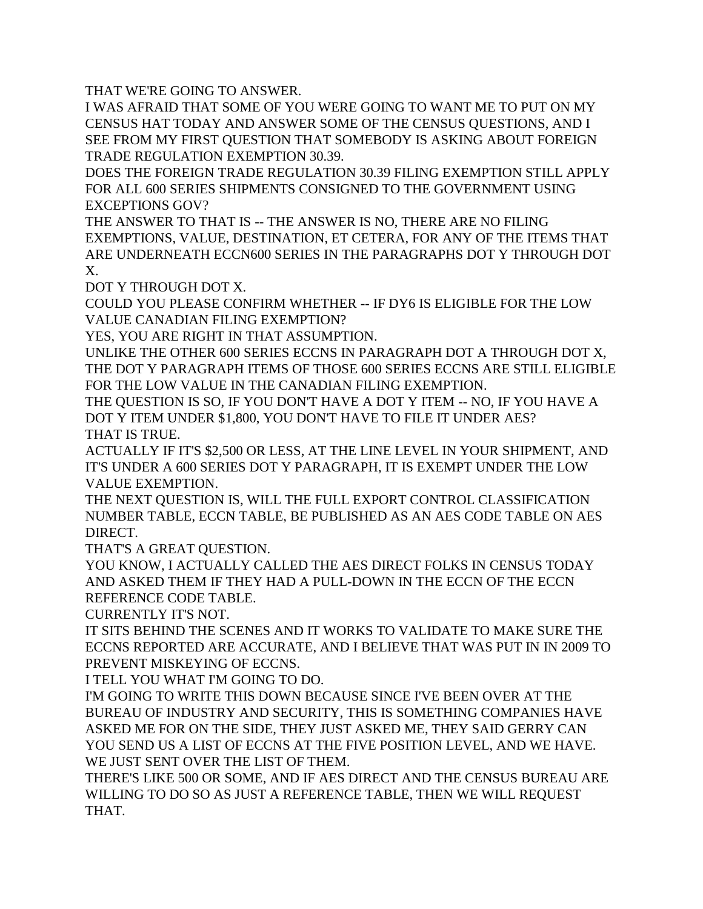THAT WE'RE GOING TO ANSWER.

I WAS AFRAID THAT SOME OF YOU WERE GOING TO WANT ME TO PUT ON MY CENSUS HAT TODAY AND ANSWER SOME OF THE CENSUS QUESTIONS, AND I SEE FROM MY FIRST QUESTION THAT SOMEBODY IS ASKING ABOUT FOREIGN TRADE REGULATION EXEMPTION 30.39.

DOES THE FOREIGN TRADE REGULATION 30.39 FILING EXEMPTION STILL APPLY FOR ALL 600 SERIES SHIPMENTS CONSIGNED TO THE GOVERNMENT USING EXCEPTIONS GOV?

THE ANSWER TO THAT IS -- THE ANSWER IS NO, THERE ARE NO FILING EXEMPTIONS, VALUE, DESTINATION, ET CETERA, FOR ANY OF THE ITEMS THAT ARE UNDERNEATH ECCN600 SERIES IN THE PARAGRAPHS DOT Y THROUGH DOT X.

DOT Y THROUGH DOT X.

COULD YOU PLEASE CONFIRM WHETHER -- IF DY6 IS ELIGIBLE FOR THE LOW VALUE CANADIAN FILING EXEMPTION?

YES, YOU ARE RIGHT IN THAT ASSUMPTION.

UNLIKE THE OTHER 600 SERIES ECCNS IN PARAGRAPH DOT A THROUGH DOT X, THE DOT Y PARAGRAPH ITEMS OF THOSE 600 SERIES ECCNS ARE STILL ELIGIBLE FOR THE LOW VALUE IN THE CANADIAN FILING EXEMPTION.

THE QUESTION IS SO, IF YOU DON'T HAVE A DOT Y ITEM -- NO, IF YOU HAVE A DOT Y ITEM UNDER $1,800, YOU DON'T HAVE TO FILE IT UNDER AES?

THAT IS TRUE.

ACTUALLY IF IT'S $2,500 OR LESS, AT THE LINE LEVEL IN YOUR SHIPMENT, AND IT'S UNDER A 600 SERIES DOT Y PARAGRAPH, IT IS EXEMPT UNDER THE LOW VALUE EXEMPTION.

THE NEXT QUESTION IS, WILL THE FULL EXPORT CONTROL CLASSIFICATION NUMBER TABLE, ECCN TABLE, BE PUBLISHED AS AN AES CODE TABLE ON AES DIRECT.

THAT'S A GREAT QUESTION.

YOU KNOW, I ACTUALLY CALLED THE AES DIRECT FOLKS IN CENSUS TODAY AND ASKED THEM IF THEY HAD A PULL-DOWN IN THE ECCN OF THE ECCN REFERENCE CODE TABLE.

CURRENTLY IT'S NOT.

IT SITS BEHIND THE SCENES AND IT WORKS TO VALIDATE TO MAKE SURE THE ECCNS REPORTED ARE ACCURATE, AND I BELIEVE THAT WAS PUT IN IN 2009 TO PREVENT MISKEYING OF ECCNS.

I TELL YOU WHAT I'M GOING TO DO.

I'M GOING TO WRITE THIS DOWN BECAUSE SINCE I'VE BEEN OVER AT THE BUREAU OF INDUSTRY AND SECURITY, THIS IS SOMETHING COMPANIES HAVE ASKED ME FOR ON THE SIDE, THEY JUST ASKED ME, THEY SAID GERRY CAN YOU SEND US A LIST OF ECCNS AT THE FIVE POSITION LEVEL, AND WE HAVE. WE JUST SENT OVER THE LIST OF THEM.

THERE'S LIKE 500 OR SOME, AND IF AES DIRECT AND THE CENSUS BUREAU ARE WILLING TO DO SO AS JUST A REFERENCE TABLE, THEN WE WILL REQUEST THAT.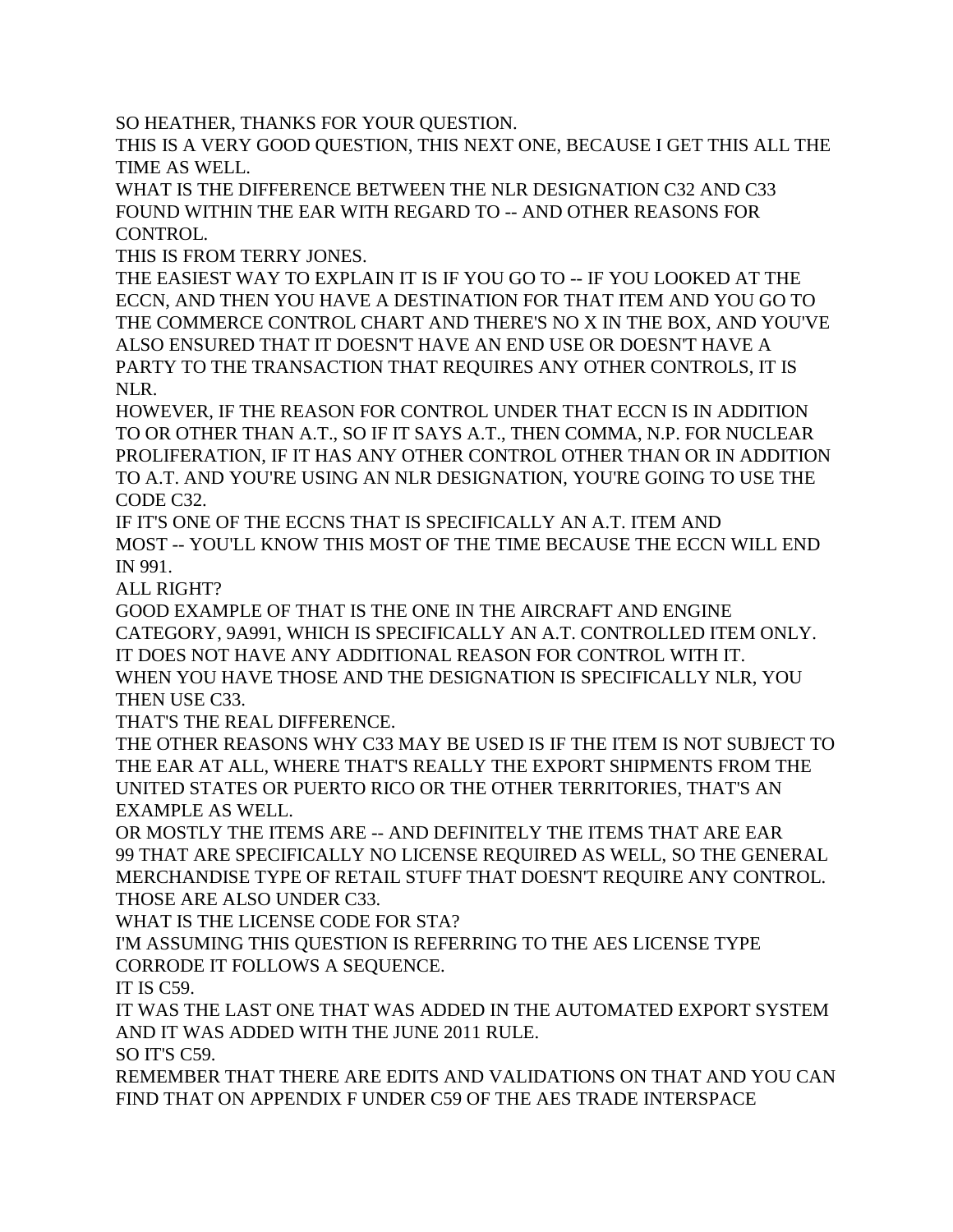SO HEATHER, THANKS FOR YOUR QUESTION.
THIS IS A VERY GOOD QUESTION, THIS NEXT ONE, BECAUSE I GET THIS ALL THE TIME AS WELL.
WHAT IS THE DIFFERENCE BETWEEN THE NLR DESIGNATION C32 AND C33 FOUND WITHIN THE EAR WITH REGARD TO -- AND OTHER REASONS FOR CONTROL.
THIS IS FROM TERRY JONES.
THE EASIEST WAY TO EXPLAIN IT IS IF YOU GO TO -- IF YOU LOOKED AT THE ECCN, AND THEN YOU HAVE A DESTINATION FOR THAT ITEM AND YOU GO TO THE COMMERCE CONTROL CHART AND THERE'S NO X IN THE BOX, AND YOU'VE ALSO ENSURED THAT IT DOESN'T HAVE AN END USE OR DOESN'T HAVE A PARTY TO THE TRANSACTION THAT REQUIRES ANY OTHER CONTROLS, IT IS NLR.
HOWEVER, IF THE REASON FOR CONTROL UNDER THAT ECCN IS IN ADDITION TO OR OTHER THAN A.T., SO IF IT SAYS A.T., THEN COMMA, N.P. FOR NUCLEAR PROLIFERATION, IF IT HAS ANY OTHER CONTROL OTHER THAN OR IN ADDITION TO A.T. AND YOU'RE USING AN NLR DESIGNATION, YOU'RE GOING TO USE THE CODE C32.
IF IT'S ONE OF THE ECCNS THAT IS SPECIFICALLY AN A.T. ITEM AND MOST -- YOU'LL KNOW THIS MOST OF THE TIME BECAUSE THE ECCN WILL END IN 991.
ALL RIGHT?
GOOD EXAMPLE OF THAT IS THE ONE IN THE AIRCRAFT AND ENGINE CATEGORY, 9A991, WHICH IS SPECIFICALLY AN A.T. CONTROLLED ITEM ONLY.
IT DOES NOT HAVE ANY ADDITIONAL REASON FOR CONTROL WITH IT.
WHEN YOU HAVE THOSE AND THE DESIGNATION IS SPECIFICALLY NLR, YOU THEN USE C33.
THAT'S THE REAL DIFFERENCE.
THE OTHER REASONS WHY C33 MAY BE USED IS IF THE ITEM IS NOT SUBJECT TO THE EAR AT ALL, WHERE THAT'S REALLY THE EXPORT SHIPMENTS FROM THE UNITED STATES OR PUERTO RICO OR THE OTHER TERRITORIES, THAT'S AN EXAMPLE AS WELL.
OR MOSTLY THE ITEMS ARE -- AND DEFINITELY THE ITEMS THAT ARE EAR 99 THAT ARE SPECIFICALLY NO LICENSE REQUIRED AS WELL, SO THE GENERAL MERCHANDISE TYPE OF RETAIL STUFF THAT DOESN'T REQUIRE ANY CONTROL.
THOSE ARE ALSO UNDER C33.
WHAT IS THE LICENSE CODE FOR STA?
I'M ASSUMING THIS QUESTION IS REFERRING TO THE AES LICENSE TYPE CORRODE IT FOLLOWS A SEQUENCE.
IT IS C59.
IT WAS THE LAST ONE THAT WAS ADDED IN THE AUTOMATED EXPORT SYSTEM AND IT WAS ADDED WITH THE JUNE 2011 RULE.
SO IT'S C59.
REMEMBER THAT THERE ARE EDITS AND VALIDATIONS ON THAT AND YOU CAN FIND THAT ON APPENDIX F UNDER C59 OF THE AES TRADE INTERSPACE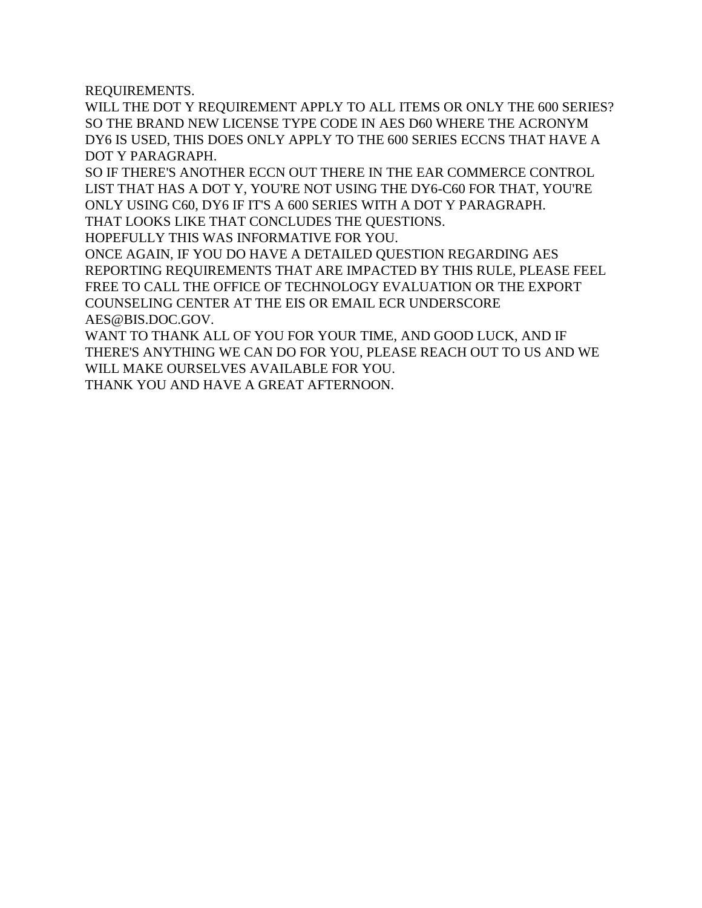REQUIREMENTS.
WILL THE DOT Y REQUIREMENT APPLY TO ALL ITEMS OR ONLY THE 600 SERIES?
SO THE BRAND NEW LICENSE TYPE CODE IN AES D60 WHERE THE ACRONYM DY6 IS USED, THIS DOES ONLY APPLY TO THE 600 SERIES ECCNS THAT HAVE A DOT Y PARAGRAPH.
SO IF THERE'S ANOTHER ECCN OUT THERE IN THE EAR COMMERCE CONTROL LIST THAT HAS A DOT Y, YOU'RE NOT USING THE DY6-C60 FOR THAT, YOU'RE ONLY USING C60, DY6 IF IT'S A 600 SERIES WITH A DOT Y PARAGRAPH.
THAT LOOKS LIKE THAT CONCLUDES THE QUESTIONS.
HOPEFULLY THIS WAS INFORMATIVE FOR YOU.
ONCE AGAIN, IF YOU DO HAVE A DETAILED QUESTION REGARDING AES REPORTING REQUIREMENTS THAT ARE IMPACTED BY THIS RULE, PLEASE FEEL FREE TO CALL THE OFFICE OF TECHNOLOGY EVALUATION OR THE EXPORT COUNSELING CENTER AT THE EIS OR EMAIL ECR UNDERSCORE AES@BIS.DOC.GOV.
WANT TO THANK ALL OF YOU FOR YOUR TIME, AND GOOD LUCK, AND IF THERE'S ANYTHING WE CAN DO FOR YOU, PLEASE REACH OUT TO US AND WE WILL MAKE OURSELVES AVAILABLE FOR YOU.
THANK YOU AND HAVE A GREAT AFTERNOON.